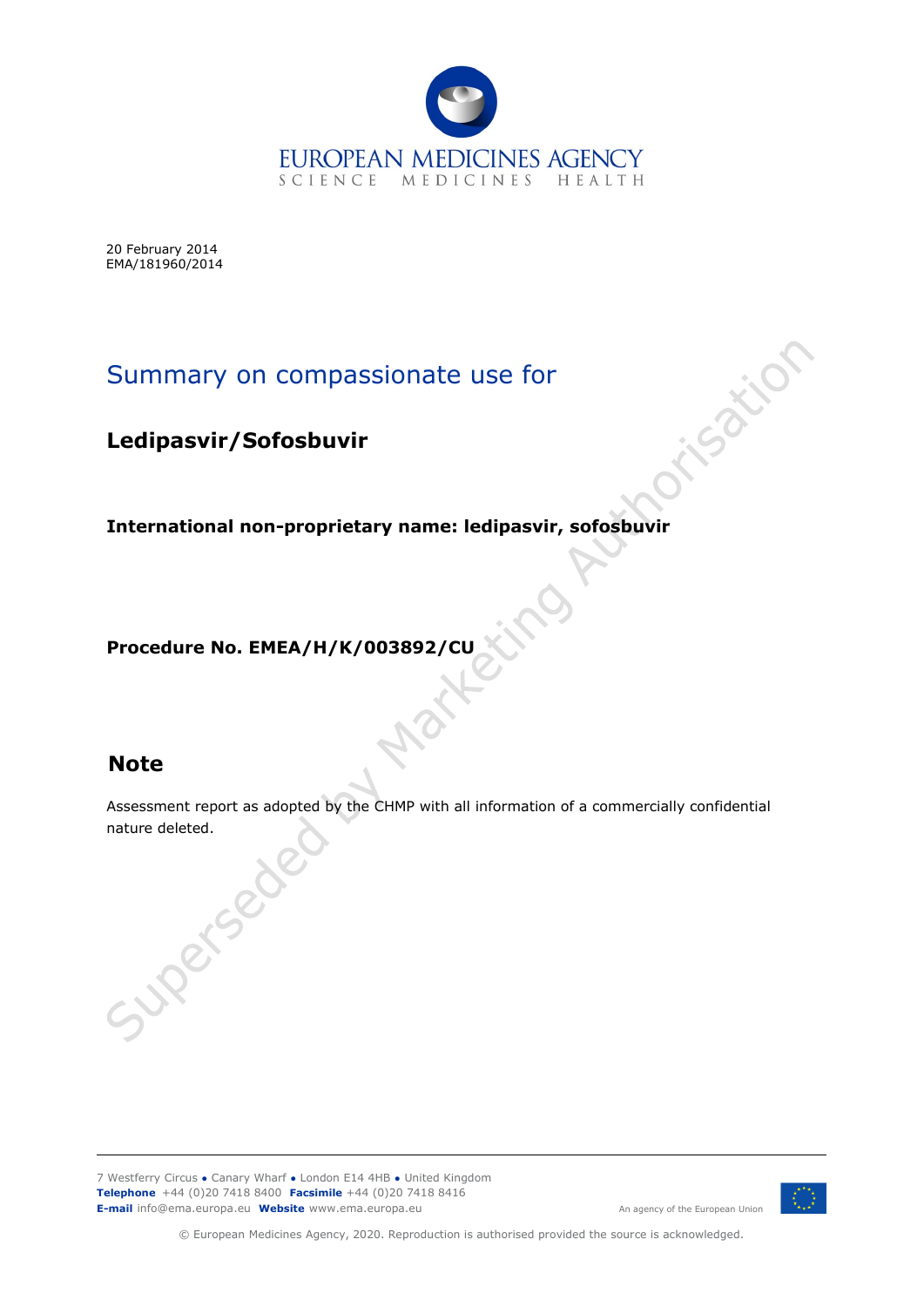20 February 2014
EMA/181960/2014

# Summary on compassionate use for

## Ledipasvir/Sofosbuvir

**International non-proprietary name: ledipasvir, sofosbuvir**

**Procedure No. EMEA/H/K/003892/CU**

## Note

Assessment report as adopted by the CHMP with all information of a commercially confidential nature deleted.

Superseded by Marketing Authorisation

7 Westferry Circus ● Canary Wharf ● London E14 4HB ● United Kingdom
**Telephone** +44 (0)20 7418 8400 **Facsimile** +44 (0)20 7418 8416
**E-mail** info@ema.europa.eu **Website** www.ema.europa.eu

An agency of the European Union

© European Medicines Agency, 2020. Reproduction is authorised provided the source is acknowledged.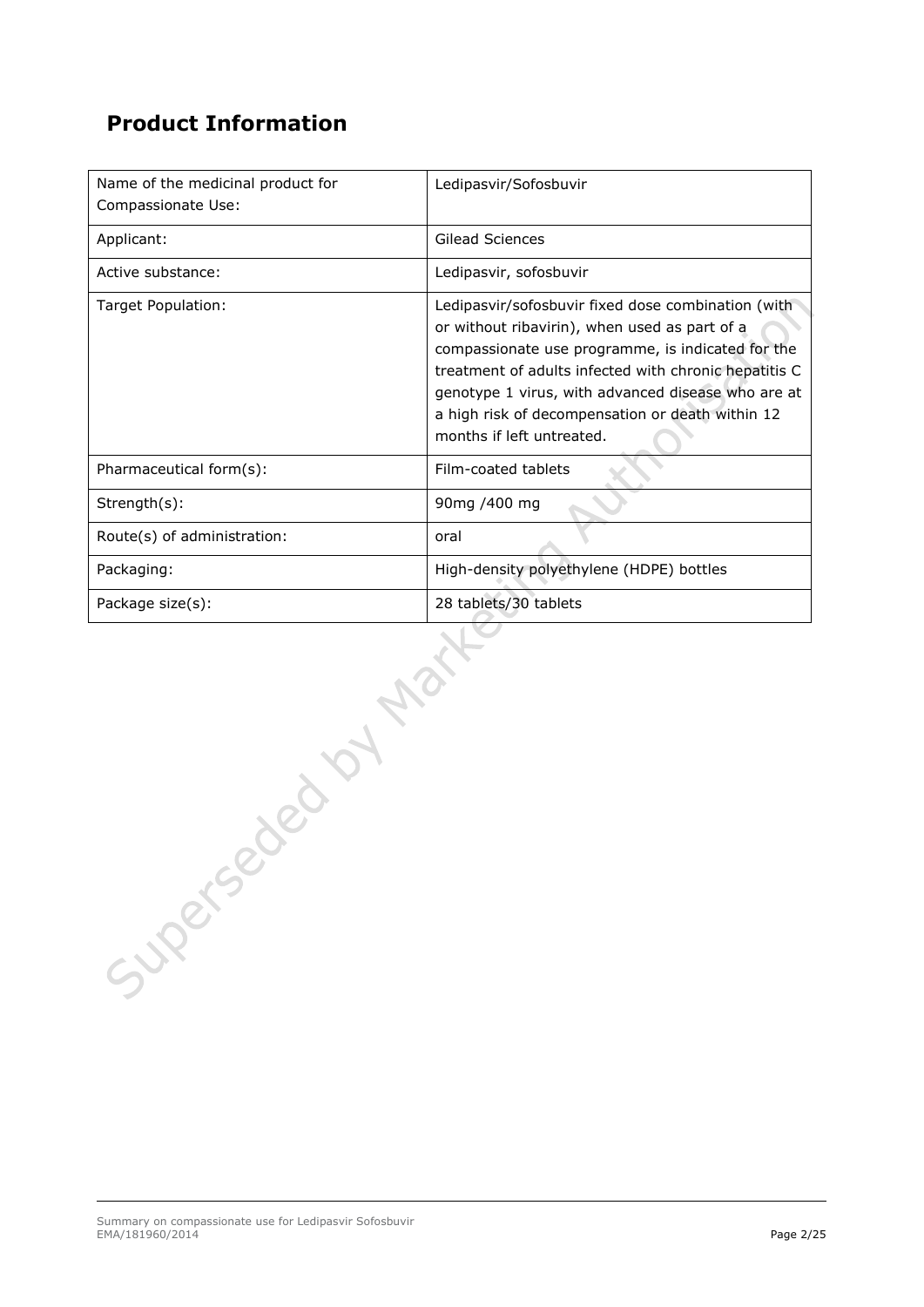## Product Information

| Name of the medicinal product for Compassionate Use: | Ledipasvir/Sofosbuvir |
|---|---|
| Applicant: | Gilead Sciences |
| Active substance: | Ledipasvir, sofosbuvir |
| Target Population: | Ledipasvir/sofosbuvir fixed dose combination (with or without ribavirin), when used as part of a compassionate use programme, is indicated for the treatment of adults infected with chronic hepatitis C genotype 1 virus, with advanced disease who are at a high risk of decompensation or death within 12 months if left untreated. |
| Pharmaceutical form(s): | Film-coated tablets |
| Strength(s): | 90mg /400 mg |
| Route(s) of administration: | oral |
| Packaging: | High-density polyethylene (HDPE) bottles |
| Package size(s): | 28 tablets/30 tablets |

Superseded by Marketing Authorisation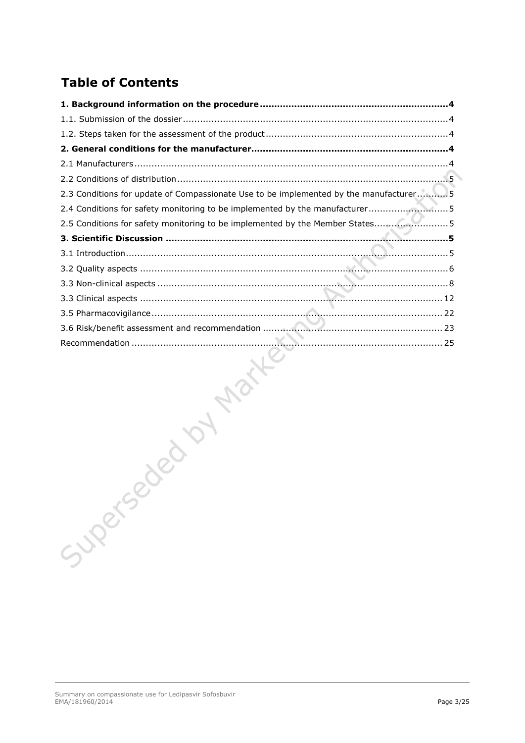# Table of Contents

**1. Background information on the procedure .... 4**

1.1. Submission of the dossier .... 4

1.2. Steps taken for the assessment of the product .... 4

**2. General conditions for the manufacturer .... 4**

2.1 Manufacturers .... 4

2.2 Conditions of distribution .... 5

2.3 Conditions for update of Compassionate Use to be implemented by the manufacturer .... 5

2.4 Conditions for safety monitoring to be implemented by the manufacturer .... 5

2.5 Conditions for safety monitoring to be implemented by the Member States .... 5

**3. Scientific Discussion .... 5**

3.1 Introduction .... 5

3.2 Quality aspects .... 6

3.3 Non-clinical aspects .... 8

3.3 Clinical aspects .... 12

3.5 Pharmacovigilance .... 22

3.6 Risk/benefit assessment and recommendation .... 23

Recommendation .... 25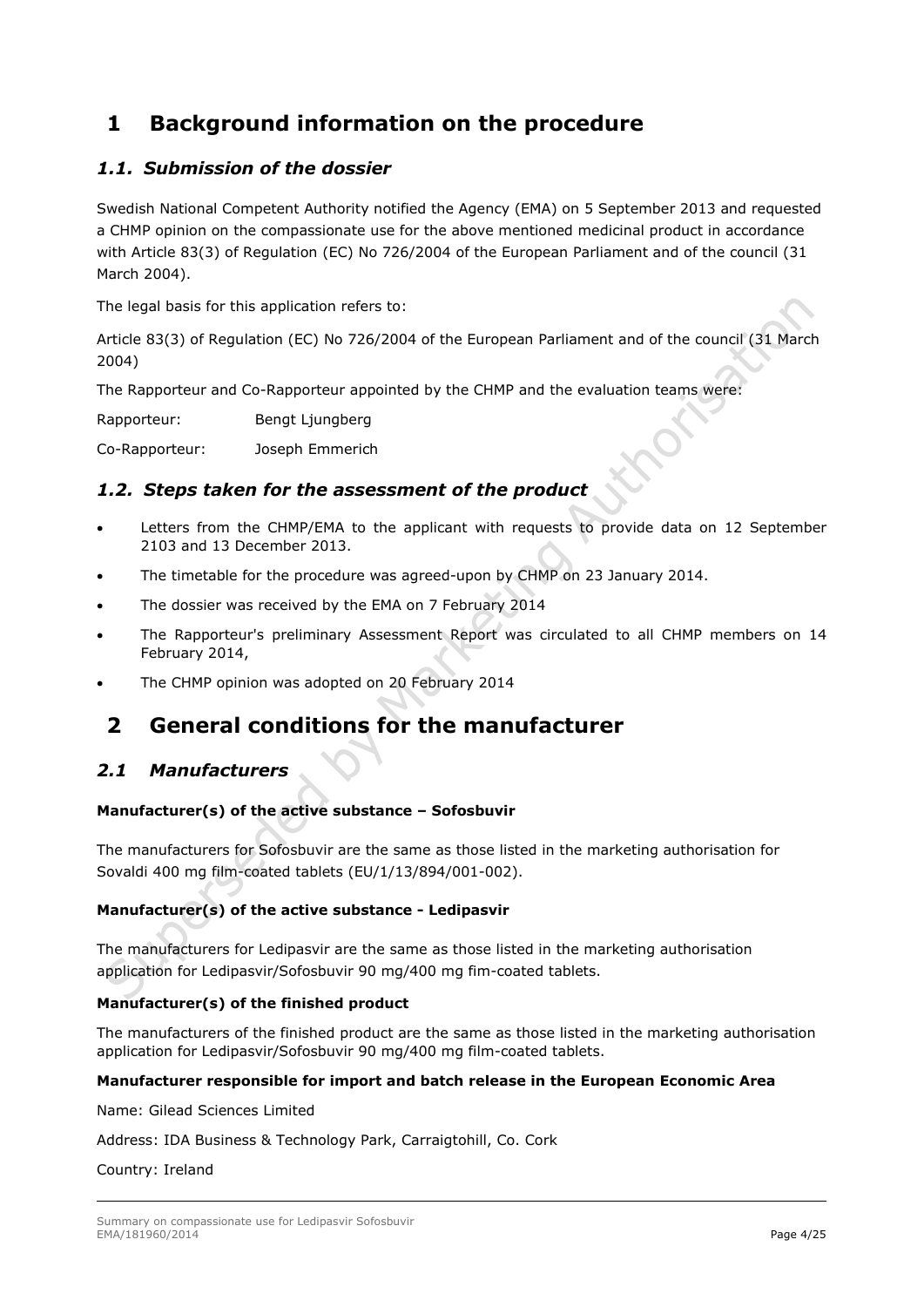# 1 Background information on the procedure

## *1.1. Submission of the dossier*

Swedish National Competent Authority notified the Agency (EMA) on 5 September 2013 and requested a CHMP opinion on the compassionate use for the above mentioned medicinal product in accordance with Article 83(3) of Regulation (EC) No 726/2004 of the European Parliament and of the council (31 March 2004).

The legal basis for this application refers to:

Article 83(3) of Regulation (EC) No 726/2004 of the European Parliament and of the council (31 March 2004)

The Rapporteur and Co-Rapporteur appointed by the CHMP and the evaluation teams were:

Rapporteur: Bengt Ljungberg

Co-Rapporteur: Joseph Emmerich

## *1.2. Steps taken for the assessment of the product*

- Letters from the CHMP/EMA to the applicant with requests to provide data on 12 September 2103 and 13 December 2013.
- The timetable for the procedure was agreed-upon by CHMP on 23 January 2014.
- The dossier was received by the EMA on 7 February 2014
- The Rapporteur's preliminary Assessment Report was circulated to all CHMP members on 14 February 2014,
- The CHMP opinion was adopted on 20 February 2014

# 2 General conditions for the manufacturer

## *2.1 Manufacturers*

**Manufacturer(s) of the active substance – Sofosbuvir**

The manufacturers for Sofosbuvir are the same as those listed in the marketing authorisation for Sovaldi 400 mg film-coated tablets (EU/1/13/894/001-002).

**Manufacturer(s) of the active substance - Ledipasvir**

The manufacturers for Ledipasvir are the same as those listed in the marketing authorisation application for Ledipasvir/Sofosbuvir 90 mg/400 mg fim-coated tablets.

**Manufacturer(s) of the finished product**

The manufacturers of the finished product are the same as those listed in the marketing authorisation application for Ledipasvir/Sofosbuvir 90 mg/400 mg film-coated tablets.

**Manufacturer responsible for import and batch release in the European Economic Area**

Name: Gilead Sciences Limited

Address: IDA Business & Technology Park, Carraigtohill, Co. Cork

Country: Ireland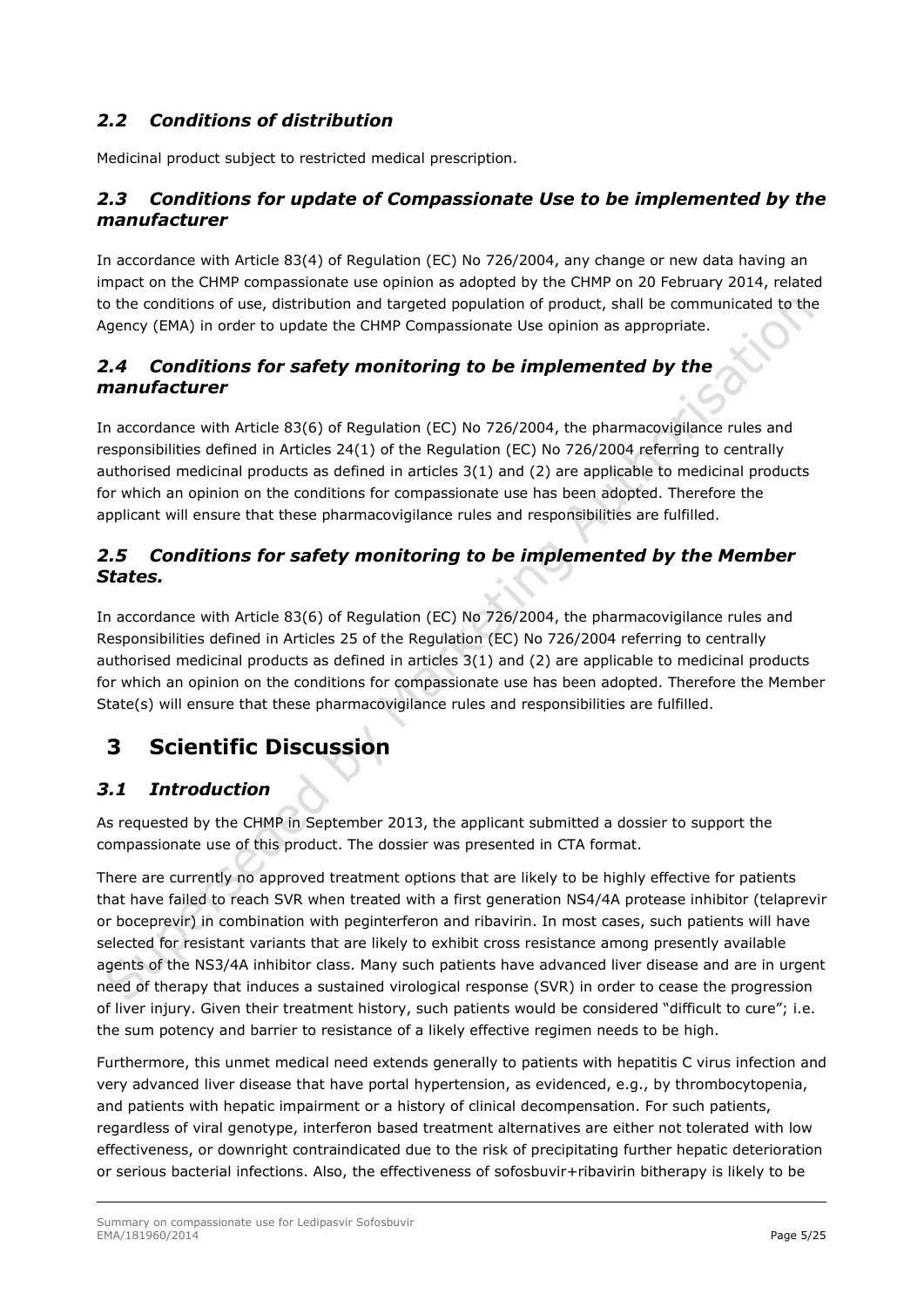## *2.2 Conditions of distribution*

Medicinal product subject to restricted medical prescription.

## *2.3 Conditions for update of Compassionate Use to be implemented by the manufacturer*

In accordance with Article 83(4) of Regulation (EC) No 726/2004, any change or new data having an impact on the CHMP compassionate use opinion as adopted by the CHMP on 20 February 2014, related to the conditions of use, distribution and targeted population of product, shall be communicated to the Agency (EMA) in order to update the CHMP Compassionate Use opinion as appropriate.

## *2.4 Conditions for safety monitoring to be implemented by the manufacturer*

In accordance with Article 83(6) of Regulation (EC) No 726/2004, the pharmacovigilance rules and responsibilities defined in Articles 24(1) of the Regulation (EC) No 726/2004 referring to centrally authorised medicinal products as defined in articles 3(1) and (2) are applicable to medicinal products for which an opinion on the conditions for compassionate use has been adopted. Therefore the applicant will ensure that these pharmacovigilance rules and responsibilities are fulfilled.

## *2.5 Conditions for safety monitoring to be implemented by the Member States.*

In accordance with Article 83(6) of Regulation (EC) No 726/2004, the pharmacovigilance rules and Responsibilities defined in Articles 25 of the Regulation (EC) No 726/2004 referring to centrally authorised medicinal products as defined in articles 3(1) and (2) are applicable to medicinal products for which an opinion on the conditions for compassionate use has been adopted. Therefore the Member State(s) will ensure that these pharmacovigilance rules and responsibilities are fulfilled.

# 3 Scientific Discussion

## *3.1 Introduction*

As requested by the CHMP in September 2013, the applicant submitted a dossier to support the compassionate use of this product. The dossier was presented in CTA format.

There are currently no approved treatment options that are likely to be highly effective for patients that have failed to reach SVR when treated with a first generation NS4/4A protease inhibitor (telaprevir or boceprevir) in combination with peginterferon and ribavirin. In most cases, such patients will have selected for resistant variants that are likely to exhibit cross resistance among presently available agents of the NS3/4A inhibitor class. Many such patients have advanced liver disease and are in urgent need of therapy that induces a sustained virological response (SVR) in order to cease the progression of liver injury. Given their treatment history, such patients would be considered "difficult to cure"; i.e. the sum potency and barrier to resistance of a likely effective regimen needs to be high.

Furthermore, this unmet medical need extends generally to patients with hepatitis C virus infection and very advanced liver disease that have portal hypertension, as evidenced, e.g., by thrombocytopenia, and patients with hepatic impairment or a history of clinical decompensation. For such patients, regardless of viral genotype, interferon based treatment alternatives are either not tolerated with low effectiveness, or downright contraindicated due to the risk of precipitating further hepatic deterioration or serious bacterial infections. Also, the effectiveness of sofosbuvir+ribavirin bitherapy is likely to be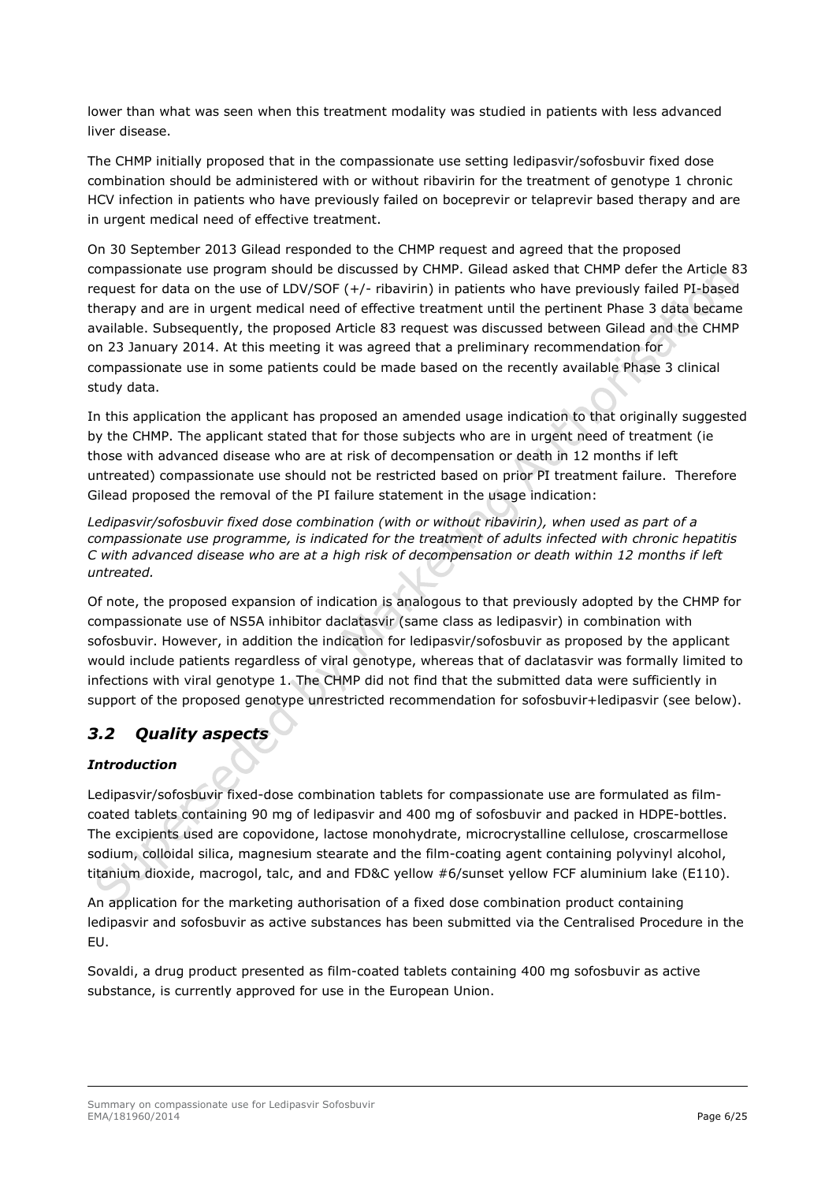lower than what was seen when this treatment modality was studied in patients with less advanced liver disease.

The CHMP initially proposed that in the compassionate use setting ledipasvir/sofosbuvir fixed dose combination should be administered with or without ribavirin for the treatment of genotype 1 chronic HCV infection in patients who have previously failed on boceprevir or telaprevir based therapy and are in urgent medical need of effective treatment.

On 30 September 2013 Gilead responded to the CHMP request and agreed that the proposed compassionate use program should be discussed by CHMP. Gilead asked that CHMP defer the Article 83 request for data on the use of LDV/SOF (+/- ribavirin) in patients who have previously failed PI-based therapy and are in urgent medical need of effective treatment until the pertinent Phase 3 data became available. Subsequently, the proposed Article 83 request was discussed between Gilead and the CHMP on 23 January 2014. At this meeting it was agreed that a preliminary recommendation for compassionate use in some patients could be made based on the recently available Phase 3 clinical study data.

In this application the applicant has proposed an amended usage indication to that originally suggested by the CHMP. The applicant stated that for those subjects who are in urgent need of treatment (ie those with advanced disease who are at risk of decompensation or death in 12 months if left untreated) compassionate use should not be restricted based on prior PI treatment failure. Therefore Gilead proposed the removal of the PI failure statement in the usage indication:

*Ledipasvir/sofosbuvir fixed dose combination (with or without ribavirin), when used as part of a compassionate use programme, is indicated for the treatment of adults infected with chronic hepatitis C with advanced disease who are at a high risk of decompensation or death within 12 months if left untreated.*

Of note, the proposed expansion of indication is analogous to that previously adopted by the CHMP for compassionate use of NS5A inhibitor daclatasvir (same class as ledipasvir) in combination with sofosbuvir. However, in addition the indication for ledipasvir/sofosbuvir as proposed by the applicant would include patients regardless of viral genotype, whereas that of daclatasvir was formally limited to infections with viral genotype 1. The CHMP did not find that the submitted data were sufficiently in support of the proposed genotype unrestricted recommendation for sofosbuvir+ledipasvir (see below).

## *3.2 Quality aspects*

### *Introduction*

Ledipasvir/sofosbuvir fixed-dose combination tablets for compassionate use are formulated as film-coated tablets containing 90 mg of ledipasvir and 400 mg of sofosbuvir and packed in HDPE-bottles. The excipients used are copovidone, lactose monohydrate, microcrystalline cellulose, croscarmellose sodium, colloidal silica, magnesium stearate and the film-coating agent containing polyvinyl alcohol, titanium dioxide, macrogol, talc, and and FD&C yellow #6/sunset yellow FCF aluminium lake (E110).

An application for the marketing authorisation of a fixed dose combination product containing ledipasvir and sofosbuvir as active substances has been submitted via the Centralised Procedure in the EU.

Sovaldi, a drug product presented as film-coated tablets containing 400 mg sofosbuvir as active substance, is currently approved for use in the European Union.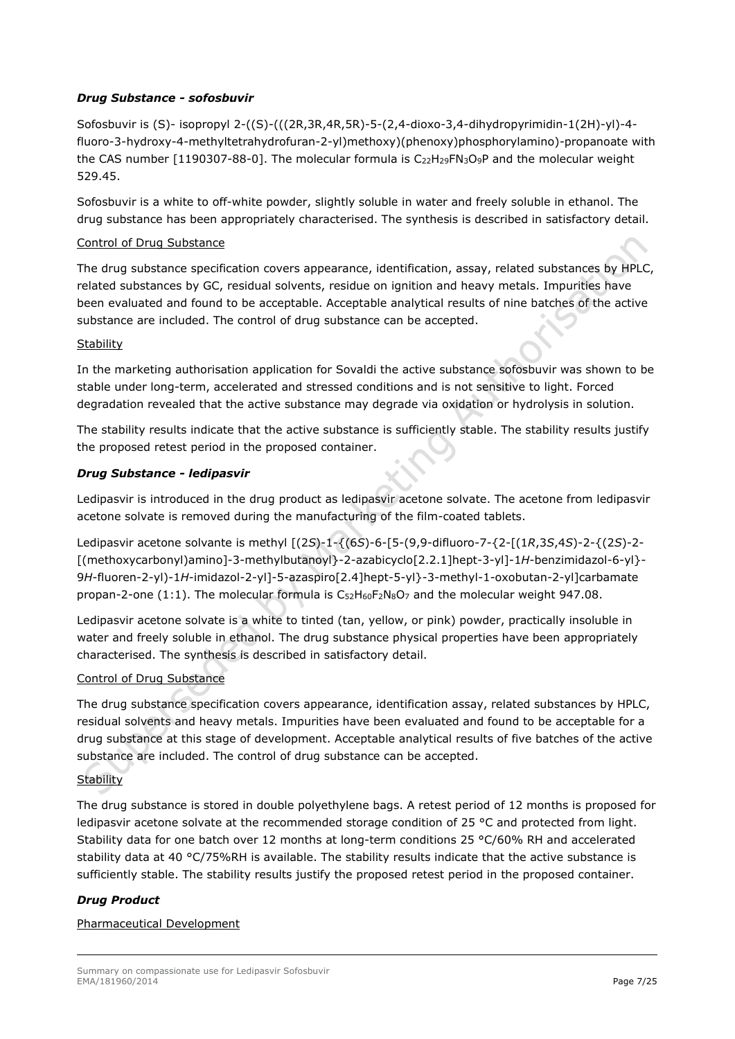### *Drug Substance - sofosbuvir*

Sofosbuvir is (S)- isopropyl 2-((S)-(((2R,3R,4R,5R)-5-(2,4-dioxo-3,4-dihydropyrimidin-1(2H)-yl)-4-fluoro-3-hydroxy-4-methyltetrahydrofuran-2-yl)methoxy)(phenoxy)phosphorylamino)-propanoate with the CAS number [1190307-88-0]. The molecular formula is $C_{22}H_{29}FN_3O_9P$ and the molecular weight 529.45.

Sofosbuvir is a white to off-white powder, slightly soluble in water and freely soluble in ethanol. The drug substance has been appropriately characterised. The synthesis is described in satisfactory detail.

Control of Drug Substance

The drug substance specification covers appearance, identification, assay, related substances by HPLC, related substances by GC, residual solvents, residue on ignition and heavy metals. Impurities have been evaluated and found to be acceptable. Acceptable analytical results of nine batches of the active substance are included. The control of drug substance can be accepted.

Stability

In the marketing authorisation application for Sovaldi the active substance sofosbuvir was shown to be stable under long-term, accelerated and stressed conditions and is not sensitive to light. Forced degradation revealed that the active substance may degrade via oxidation or hydrolysis in solution.

The stability results indicate that the active substance is sufficiently stable. The stability results justify the proposed retest period in the proposed container.

### *Drug Substance - ledipasvir*

Ledipasvir is introduced in the drug product as ledipasvir acetone solvate. The acetone from ledipasvir acetone solvate is removed during the manufacturing of the film-coated tablets.

Ledipasvir acetone solvante is methyl [(2*S*)-1-{(6*S*)-6-[5-(9,9-difluoro-7-{2-[(1*R*,3*S*,4*S*)-2-{(2*S*)-2-[(methoxycarbonyl)amino]-3-methylbutanoyl}-2-azabicyclo[2.2.1]hept-3-yl]-1*H*-benzimidazol-6-yl}-9*H*-fluoren-2-yl)-1*H*-imidazol-2-yl]-5-azaspiro[2.4]hept-5-yl}-3-methyl-1-oxobutan-2-yl]carbamate propan-2-one (1:1). The molecular formula is $C_{52}H_{60}F_2N_8O_7$ and the molecular weight 947.08.

Ledipasvir acetone solvate is a white to tinted (tan, yellow, or pink) powder, practically insoluble in water and freely soluble in ethanol. The drug substance physical properties have been appropriately characterised. The synthesis is described in satisfactory detail.

Control of Drug Substance

The drug substance specification covers appearance, identification assay, related substances by HPLC, residual solvents and heavy metals. Impurities have been evaluated and found to be acceptable for a drug substance at this stage of development. Acceptable analytical results of five batches of the active substance are included. The control of drug substance can be accepted.

Stability

The drug substance is stored in double polyethylene bags. A retest period of 12 months is proposed for ledipasvir acetone solvate at the recommended storage condition of 25 °C and protected from light. Stability data for one batch over 12 months at long-term conditions 25 °C/60% RH and accelerated stability data at 40 °C/75%RH is available. The stability results indicate that the active substance is sufficiently stable. The stability results justify the proposed retest period in the proposed container.

### *Drug Product*

Pharmaceutical Development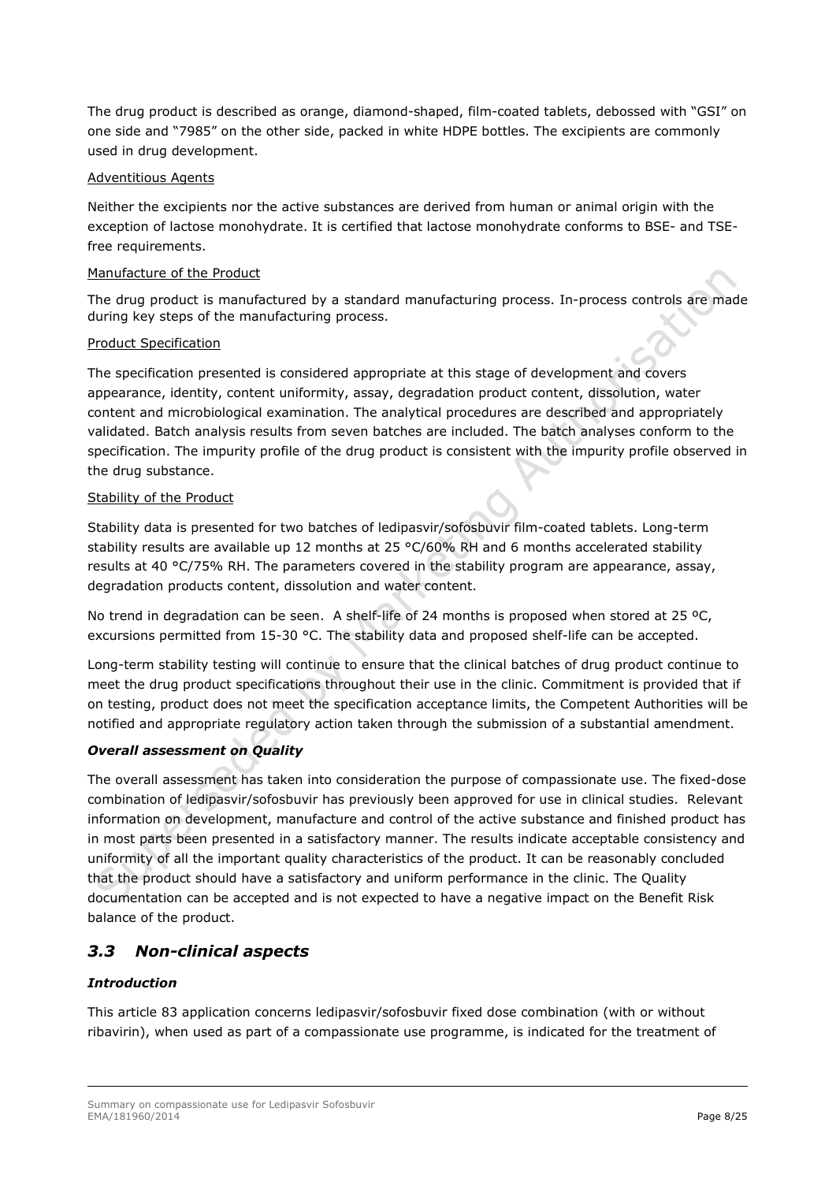The drug product is described as orange, diamond-shaped, film-coated tablets, debossed with "GSI" on one side and "7985" on the other side, packed in white HDPE bottles. The excipients are commonly used in drug development.

Adventitious Agents

Neither the excipients nor the active substances are derived from human or animal origin with the exception of lactose monohydrate. It is certified that lactose monohydrate conforms to BSE- and TSE-free requirements.

Manufacture of the Product

The drug product is manufactured by a standard manufacturing process. In-process controls are made during key steps of the manufacturing process.

Product Specification

The specification presented is considered appropriate at this stage of development and covers appearance, identity, content uniformity, assay, degradation product content, dissolution, water content and microbiological examination. The analytical procedures are described and appropriately validated. Batch analysis results from seven batches are included. The batch analyses conform to the specification. The impurity profile of the drug product is consistent with the impurity profile observed in the drug substance.

Stability of the Product

Stability data is presented for two batches of ledipasvir/sofosbuvir film-coated tablets. Long-term stability results are available up 12 months at 25 °C/60% RH and 6 months accelerated stability results at 40 °C/75% RH. The parameters covered in the stability program are appearance, assay, degradation products content, dissolution and water content.

No trend in degradation can be seen. A shelf-life of 24 months is proposed when stored at 25 ºC, excursions permitted from 15-30 °C. The stability data and proposed shelf-life can be accepted.

Long-term stability testing will continue to ensure that the clinical batches of drug product continue to meet the drug product specifications throughout their use in the clinic. Commitment is provided that if on testing, product does not meet the specification acceptance limits, the Competent Authorities will be notified and appropriate regulatory action taken through the submission of a substantial amendment.

***Overall assessment on Quality***

The overall assessment has taken into consideration the purpose of compassionate use. The fixed-dose combination of ledipasvir/sofosbuvir has previously been approved for use in clinical studies. Relevant information on development, manufacture and control of the active substance and finished product has in most parts been presented in a satisfactory manner. The results indicate acceptable consistency and uniformity of all the important quality characteristics of the product. It can be reasonably concluded that the product should have a satisfactory and uniform performance in the clinic. The Quality documentation can be accepted and is not expected to have a negative impact on the Benefit Risk balance of the product.

## *3.3 Non-clinical aspects*

***Introduction***

This article 83 application concerns ledipasvir/sofosbuvir fixed dose combination (with or without ribavirin), when used as part of a compassionate use programme, is indicated for the treatment of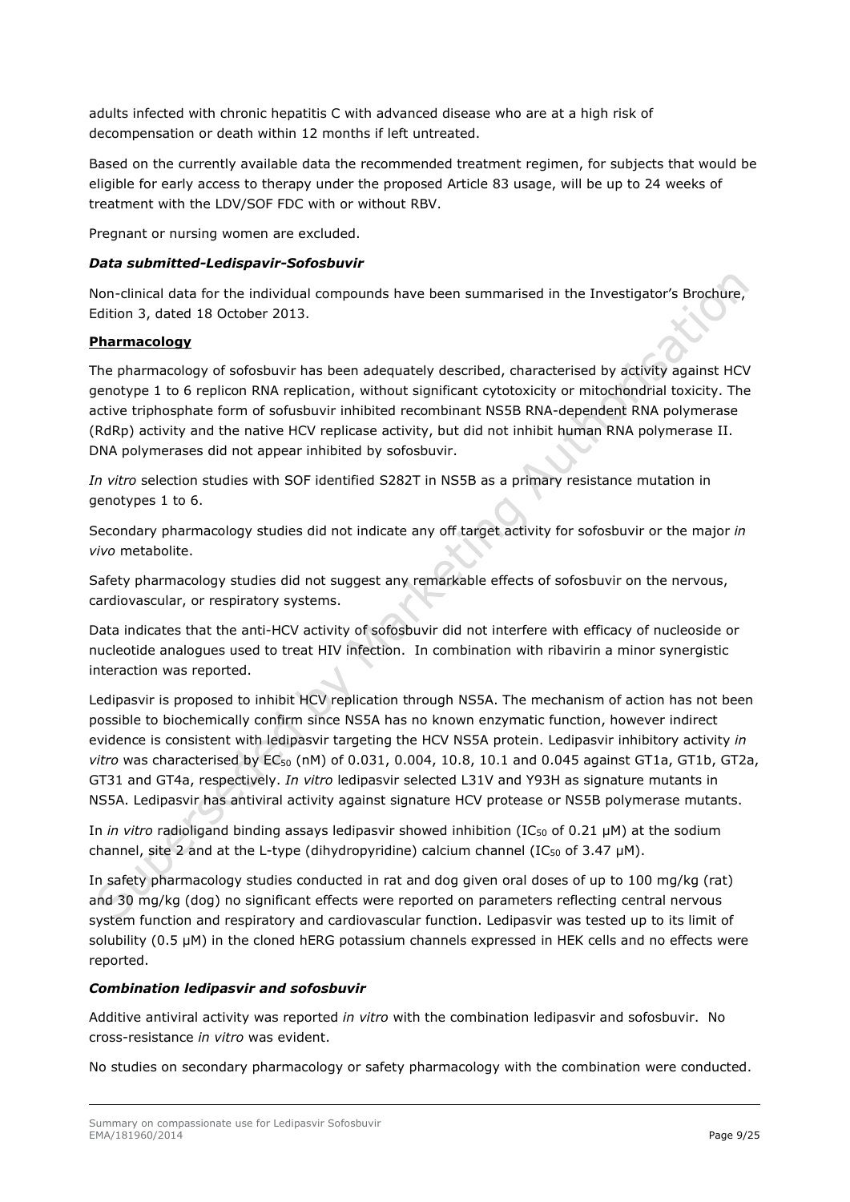adults infected with chronic hepatitis C with advanced disease who are at a high risk of decompensation or death within 12 months if left untreated.

Based on the currently available data the recommended treatment regimen, for subjects that would be eligible for early access to therapy under the proposed Article 83 usage, will be up to 24 weeks of treatment with the LDV/SOF FDC with or without RBV.

Pregnant or nursing women are excluded.

***Data submitted-Ledispavir-Sofosbuvir***

Non-clinical data for the individual compounds have been summarised in the Investigator's Brochure, Edition 3, dated 18 October 2013.

**Pharmacology**

The pharmacology of sofosbuvir has been adequately described, characterised by activity against HCV genotype 1 to 6 replicon RNA replication, without significant cytotoxicity or mitochondrial toxicity. The active triphosphate form of sofusbuvir inhibited recombinant NS5B RNA-dependent RNA polymerase (RdRp) activity and the native HCV replicase activity, but did not inhibit human RNA polymerase II. DNA polymerases did not appear inhibited by sofosbuvir.

*In vitro* selection studies with SOF identified S282T in NS5B as a primary resistance mutation in genotypes 1 to 6.

Secondary pharmacology studies did not indicate any off target activity for sofosbuvir or the major *in vivo* metabolite.

Safety pharmacology studies did not suggest any remarkable effects of sofosbuvir on the nervous, cardiovascular, or respiratory systems.

Data indicates that the anti-HCV activity of sofosbuvir did not interfere with efficacy of nucleoside or nucleotide analogues used to treat HIV infection. In combination with ribavirin a minor synergistic interaction was reported.

Ledipasvir is proposed to inhibit HCV replication through NS5A. The mechanism of action has not been possible to biochemically confirm since NS5A has no known enzymatic function, however indirect evidence is consistent with ledipasvir targeting the HCV NS5A protein. Ledipasvir inhibitory activity *in vitro* was characterised by $EC_{50}$ (nM) of 0.031, 0.004, 10.8, 10.1 and 0.045 against GT1a, GT1b, GT2a, GT31 and GT4a, respectively. *In vitro* ledipasvir selected L31V and Y93H as signature mutants in NS5A. Ledipasvir has antiviral activity against signature HCV protease or NS5B polymerase mutants.

In *in vitro* radioligand binding assays ledipasvir showed inhibition ($IC_{50}$ of 0.21 µM) at the sodium channel, site 2 and at the L-type (dihydropyridine) calcium channel ($IC_{50}$ of 3.47 µM).

In safety pharmacology studies conducted in rat and dog given oral doses of up to 100 mg/kg (rat) and 30 mg/kg (dog) no significant effects were reported on parameters reflecting central nervous system function and respiratory and cardiovascular function. Ledipasvir was tested up to its limit of solubility (0.5 µM) in the cloned hERG potassium channels expressed in HEK cells and no effects were reported.

***Combination ledipasvir and sofosbuvir***

Additive antiviral activity was reported *in vitro* with the combination ledipasvir and sofosbuvir. No cross-resistance *in vitro* was evident.

No studies on secondary pharmacology or safety pharmacology with the combination were conducted.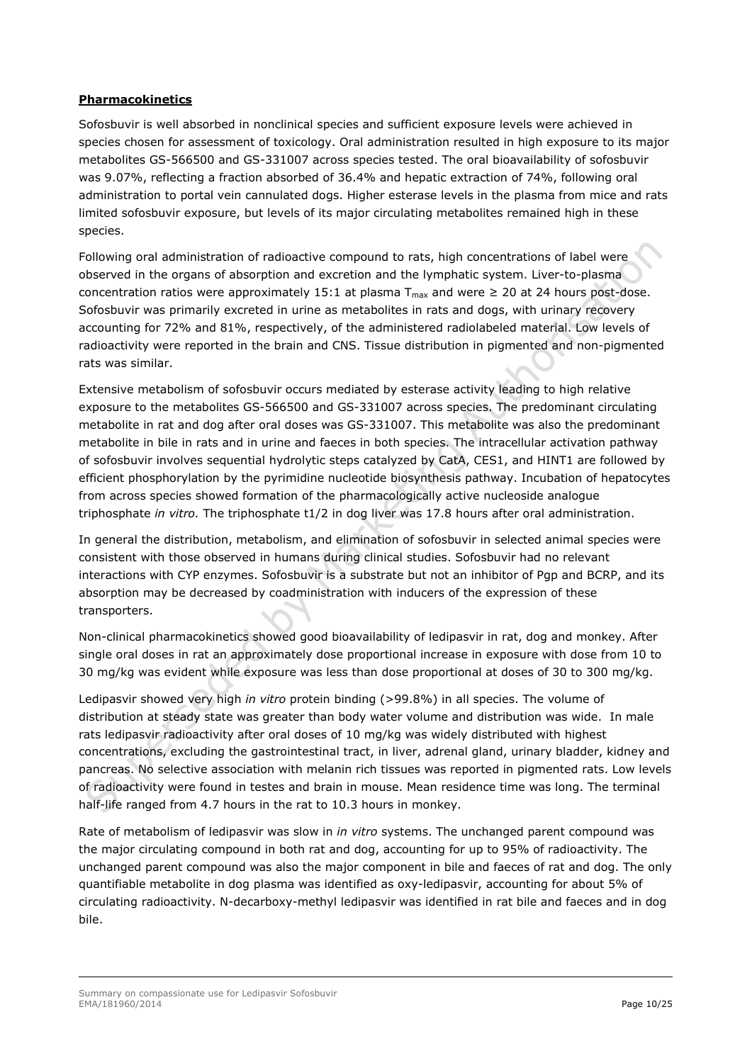**Pharmacokinetics**

Sofosbuvir is well absorbed in nonclinical species and sufficient exposure levels were achieved in species chosen for assessment of toxicology. Oral administration resulted in high exposure to its major metabolites GS-566500 and GS-331007 across species tested. The oral bioavailability of sofosbuvir was 9.07%, reflecting a fraction absorbed of 36.4% and hepatic extraction of 74%, following oral administration to portal vein cannulated dogs. Higher esterase levels in the plasma from mice and rats limited sofosbuvir exposure, but levels of its major circulating metabolites remained high in these species.

Following oral administration of radioactive compound to rats, high concentrations of label were observed in the organs of absorption and excretion and the lymphatic system. Liver-to-plasma concentration ratios were approximately 15:1 at plasma $T_{max}$ and were ≥ 20 at 24 hours post-dose. Sofosbuvir was primarily excreted in urine as metabolites in rats and dogs, with urinary recovery accounting for 72% and 81%, respectively, of the administered radiolabeled material. Low levels of radioactivity were reported in the brain and CNS. Tissue distribution in pigmented and non-pigmented rats was similar.

Extensive metabolism of sofosbuvir occurs mediated by esterase activity leading to high relative exposure to the metabolites GS-566500 and GS-331007 across species. The predominant circulating metabolite in rat and dog after oral doses was GS-331007. This metabolite was also the predominant metabolite in bile in rats and in urine and faeces in both species. The intracellular activation pathway of sofosbuvir involves sequential hydrolytic steps catalyzed by CatA, CES1, and HINT1 are followed by efficient phosphorylation by the pyrimidine nucleotide biosynthesis pathway. Incubation of hepatocytes from across species showed formation of the pharmacologically active nucleoside analogue triphosphate *in vitro.* The triphosphate t1/2 in dog liver was 17.8 hours after oral administration.

In general the distribution, metabolism, and elimination of sofosbuvir in selected animal species were consistent with those observed in humans during clinical studies. Sofosbuvir had no relevant interactions with CYP enzymes. Sofosbuvir is a substrate but not an inhibitor of Pgp and BCRP, and its absorption may be decreased by coadministration with inducers of the expression of these transporters.

Non-clinical pharmacokinetics showed good bioavailability of ledipasvir in rat, dog and monkey. After single oral doses in rat an approximately dose proportional increase in exposure with dose from 10 to 30 mg/kg was evident while exposure was less than dose proportional at doses of 30 to 300 mg/kg.

Ledipasvir showed very high *in vitro* protein binding (>99.8%) in all species. The volume of distribution at steady state was greater than body water volume and distribution was wide. In male rats ledipasvir radioactivity after oral doses of 10 mg/kg was widely distributed with highest concentrations, excluding the gastrointestinal tract, in liver, adrenal gland, urinary bladder, kidney and pancreas. No selective association with melanin rich tissues was reported in pigmented rats. Low levels of radioactivity were found in testes and brain in mouse. Mean residence time was long. The terminal half-life ranged from 4.7 hours in the rat to 10.3 hours in monkey.

Rate of metabolism of ledipasvir was slow in *in vitro* systems. The unchanged parent compound was the major circulating compound in both rat and dog, accounting for up to 95% of radioactivity. The unchanged parent compound was also the major component in bile and faeces of rat and dog. The only quantifiable metabolite in dog plasma was identified as oxy-ledipasvir, accounting for about 5% of circulating radioactivity. N-decarboxy-methyl ledipasvir was identified in rat bile and faeces and in dog bile.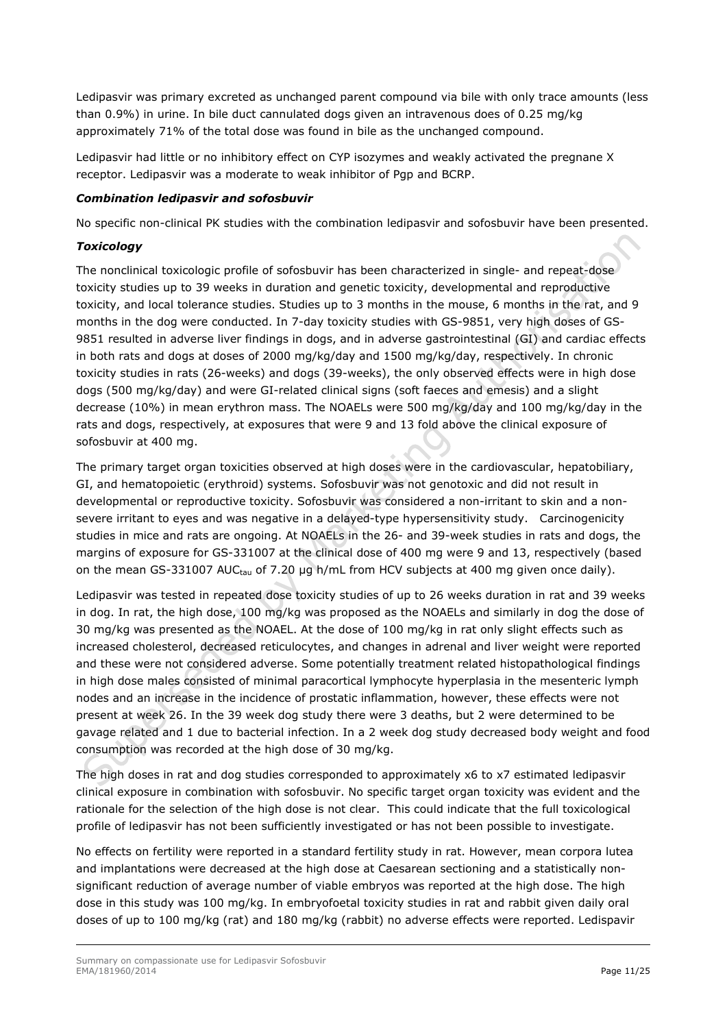Ledipasvir was primary excreted as unchanged parent compound via bile with only trace amounts (less than 0.9%) in urine. In bile duct cannulated dogs given an intravenous does of 0.25 mg/kg approximately 71% of the total dose was found in bile as the unchanged compound.

Ledipasvir had little or no inhibitory effect on CYP isozymes and weakly activated the pregnane X receptor. Ledipasvir was a moderate to weak inhibitor of Pgp and BCRP.

***Combination ledipasvir and sofosbuvir***

No specific non-clinical PK studies with the combination ledipasvir and sofosbuvir have been presented.

***Toxicology***

The nonclinical toxicologic profile of sofosbuvir has been characterized in single- and repeat-dose toxicity studies up to 39 weeks in duration and genetic toxicity, developmental and reproductive toxicity, and local tolerance studies. Studies up to 3 months in the mouse, 6 months in the rat, and 9 months in the dog were conducted. In 7-day toxicity studies with GS-9851, very high doses of GS-9851 resulted in adverse liver findings in dogs, and in adverse gastrointestinal (GI) and cardiac effects in both rats and dogs at doses of 2000 mg/kg/day and 1500 mg/kg/day, respectively. In chronic toxicity studies in rats (26-weeks) and dogs (39-weeks), the only observed effects were in high dose dogs (500 mg/kg/day) and were GI-related clinical signs (soft faeces and emesis) and a slight decrease (10%) in mean erythron mass. The NOAELs were 500 mg/kg/day and 100 mg/kg/day in the rats and dogs, respectively, at exposures that were 9 and 13 fold above the clinical exposure of sofosbuvir at 400 mg.

The primary target organ toxicities observed at high doses were in the cardiovascular, hepatobiliary, GI, and hematopoietic (erythroid) systems. Sofosbuvir was not genotoxic and did not result in developmental or reproductive toxicity. Sofosbuvir was considered a non-irritant to skin and a non-severe irritant to eyes and was negative in a delayed-type hypersensitivity study. Carcinogenicity studies in mice and rats are ongoing. At NOAELs in the 26- and 39-week studies in rats and dogs, the margins of exposure for GS-331007 at the clinical dose of 400 mg were 9 and 13, respectively (based on the mean GS-331007 $AUC_{tau}$ of 7.20 μg h/mL from HCV subjects at 400 mg given once daily).

Ledipasvir was tested in repeated dose toxicity studies of up to 26 weeks duration in rat and 39 weeks in dog. In rat, the high dose, 100 mg/kg was proposed as the NOAELs and similarly in dog the dose of 30 mg/kg was presented as the NOAEL. At the dose of 100 mg/kg in rat only slight effects such as increased cholesterol, decreased reticulocytes, and changes in adrenal and liver weight were reported and these were not considered adverse. Some potentially treatment related histopathological findings in high dose males consisted of minimal paracortical lymphocyte hyperplasia in the mesenteric lymph nodes and an increase in the incidence of prostatic inflammation, however, these effects were not present at week 26. In the 39 week dog study there were 3 deaths, but 2 were determined to be gavage related and 1 due to bacterial infection. In a 2 week dog study decreased body weight and food consumption was recorded at the high dose of 30 mg/kg.

The high doses in rat and dog studies corresponded to approximately x6 to x7 estimated ledipasvir clinical exposure in combination with sofosbuvir. No specific target organ toxicity was evident and the rationale for the selection of the high dose is not clear. This could indicate that the full toxicological profile of ledipasvir has not been sufficiently investigated or has not been possible to investigate.

No effects on fertility were reported in a standard fertility study in rat. However, mean corpora lutea and implantations were decreased at the high dose at Caesarean sectioning and a statistically non-significant reduction of average number of viable embryos was reported at the high dose. The high dose in this study was 100 mg/kg. In embryofoetal toxicity studies in rat and rabbit given daily oral doses of up to 100 mg/kg (rat) and 180 mg/kg (rabbit) no adverse effects were reported. Ledispavir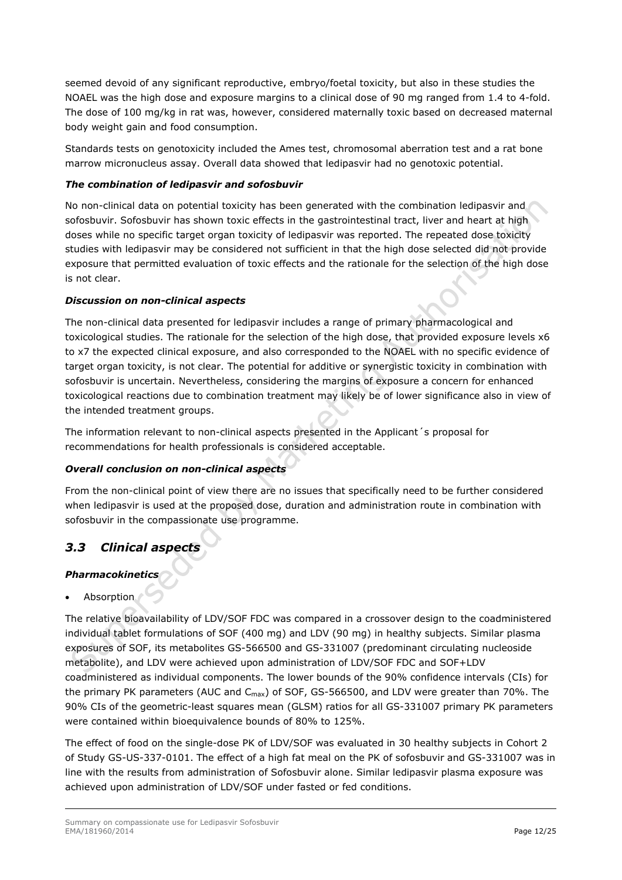seemed devoid of any significant reproductive, embryo/foetal toxicity, but also in these studies the NOAEL was the high dose and exposure margins to a clinical dose of 90 mg ranged from 1.4 to 4-fold. The dose of 100 mg/kg in rat was, however, considered maternally toxic based on decreased maternal body weight gain and food consumption.

Standards tests on genotoxicity included the Ames test, chromosomal aberration test and a rat bone marrow micronucleus assay. Overall data showed that ledipasvir had no genotoxic potential.

#### *The combination of ledipasvir and sofosbuvir*

No non-clinical data on potential toxicity has been generated with the combination ledipasvir and sofosbuvir. Sofosbuvir has shown toxic effects in the gastrointestinal tract, liver and heart at high doses while no specific target organ toxicity of ledipasvir was reported. The repeated dose toxicity studies with ledipasvir may be considered not sufficient in that the high dose selected did not provide exposure that permitted evaluation of toxic effects and the rationale for the selection of the high dose is not clear.

#### *Discussion on non-clinical aspects*

The non-clinical data presented for ledipasvir includes a range of primary pharmacological and toxicological studies. The rationale for the selection of the high dose, that provided exposure levels x6 to x7 the expected clinical exposure, and also corresponded to the NOAEL with no specific evidence of target organ toxicity, is not clear. The potential for additive or synergistic toxicity in combination with sofosbuvir is uncertain. Nevertheless, considering the margins of exposure a concern for enhanced toxicological reactions due to combination treatment may likely be of lower significance also in view of the intended treatment groups.

The information relevant to non-clinical aspects presented in the Applicant´s proposal for recommendations for health professionals is considered acceptable.

#### *Overall conclusion on non-clinical aspects*

From the non-clinical point of view there are no issues that specifically need to be further considered when ledipasvir is used at the proposed dose, duration and administration route in combination with sofosbuvir in the compassionate use programme.

## *3.3 Clinical aspects*

#### *Pharmacokinetics*

- Absorption

The relative bioavailability of LDV/SOF FDC was compared in a crossover design to the coadministered individual tablet formulations of SOF (400 mg) and LDV (90 mg) in healthy subjects. Similar plasma exposures of SOF, its metabolites GS-566500 and GS-331007 (predominant circulating nucleoside metabolite), and LDV were achieved upon administration of LDV/SOF FDC and SOF+LDV coadministered as individual components. The lower bounds of the 90% confidence intervals (CIs) for the primary PK parameters (AUC and $C_{max}$) of SOF, GS-566500, and LDV were greater than 70%. The 90% CIs of the geometric-least squares mean (GLSM) ratios for all GS-331007 primary PK parameters were contained within bioequivalence bounds of 80% to 125%.

The effect of food on the single-dose PK of LDV/SOF was evaluated in 30 healthy subjects in Cohort 2 of Study GS-US-337-0101. The effect of a high fat meal on the PK of sofosbuvir and GS-331007 was in line with the results from administration of Sofosbuvir alone. Similar ledipasvir plasma exposure was achieved upon administration of LDV/SOF under fasted or fed conditions.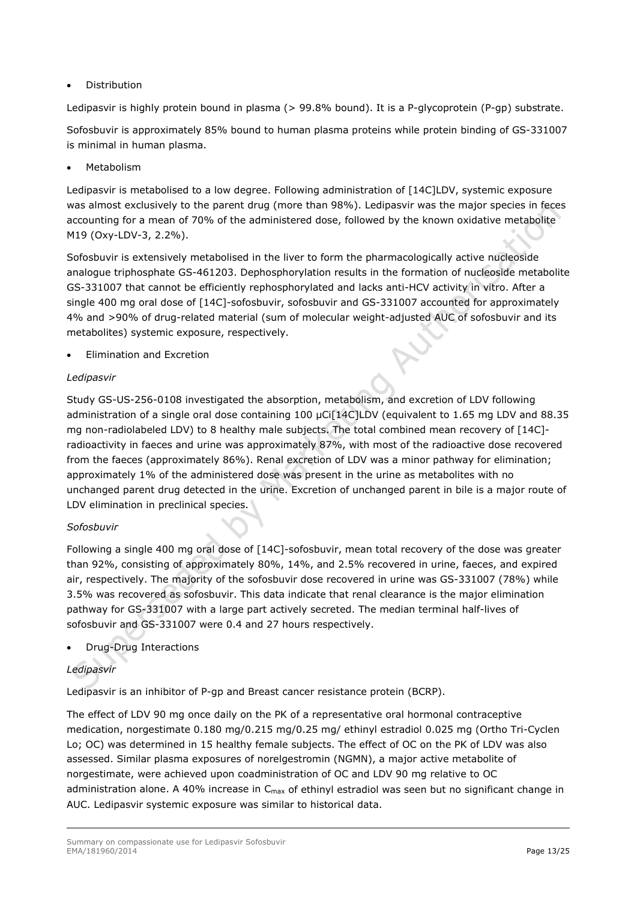- Distribution

Ledipasvir is highly protein bound in plasma (> 99.8% bound). It is a P-glycoprotein (P-gp) substrate.

Sofosbuvir is approximately 85% bound to human plasma proteins while protein binding of GS-331007 is minimal in human plasma.

- Metabolism

Ledipasvir is metabolised to a low degree. Following administration of [14C]LDV, systemic exposure was almost exclusively to the parent drug (more than 98%). Ledipasvir was the major species in feces accounting for a mean of 70% of the administered dose, followed by the known oxidative metabolite M19 (Oxy-LDV-3, 2.2%).

Sofosbuvir is extensively metabolised in the liver to form the pharmacologically active nucleoside analogue triphosphate GS-461203. Dephosphorylation results in the formation of nucleoside metabolite GS-331007 that cannot be efficiently rephosphorylated and lacks anti-HCV activity in vitro. After a single 400 mg oral dose of [14C]-sofosbuvir, sofosbuvir and GS-331007 accounted for approximately 4% and >90% of drug-related material (sum of molecular weight-adjusted AUC of sofosbuvir and its metabolites) systemic exposure, respectively.

- Elimination and Excretion

*Ledipasvir*

Study GS-US-256-0108 investigated the absorption, metabolism, and excretion of LDV following administration of a single oral dose containing 100 μCi[14C]LDV (equivalent to 1.65 mg LDV and 88.35 mg non-radiolabeled LDV) to 8 healthy male subjects. The total combined mean recovery of [14C]-radioactivity in faeces and urine was approximately 87%, with most of the radioactive dose recovered from the faeces (approximately 86%). Renal excretion of LDV was a minor pathway for elimination; approximately 1% of the administered dose was present in the urine as metabolites with no unchanged parent drug detected in the urine. Excretion of unchanged parent in bile is a major route of LDV elimination in preclinical species.

*Sofosbuvir*

Following a single 400 mg oral dose of [14C]-sofosbuvir, mean total recovery of the dose was greater than 92%, consisting of approximately 80%, 14%, and 2.5% recovered in urine, faeces, and expired air, respectively. The majority of the sofosbuvir dose recovered in urine was GS-331007 (78%) while 3.5% was recovered as sofosbuvir. This data indicate that renal clearance is the major elimination pathway for GS-331007 with a large part actively secreted. The median terminal half-lives of sofosbuvir and GS-331007 were 0.4 and 27 hours respectively.

- Drug-Drug Interactions

*Ledipasvir*

Ledipasvir is an inhibitor of P-gp and Breast cancer resistance protein (BCRP).

The effect of LDV 90 mg once daily on the PK of a representative oral hormonal contraceptive medication, norgestimate 0.180 mg/0.215 mg/0.25 mg/ ethinyl estradiol 0.025 mg (Ortho Tri-Cyclen Lo; OC) was determined in 15 healthy female subjects. The effect of OC on the PK of LDV was also assessed. Similar plasma exposures of norelgestromin (NGMN), a major active metabolite of norgestimate, were achieved upon coadministration of OC and LDV 90 mg relative to OC administration alone. A 40% increase in $C_{max}$ of ethinyl estradiol was seen but no significant change in AUC. Ledipasvir systemic exposure was similar to historical data.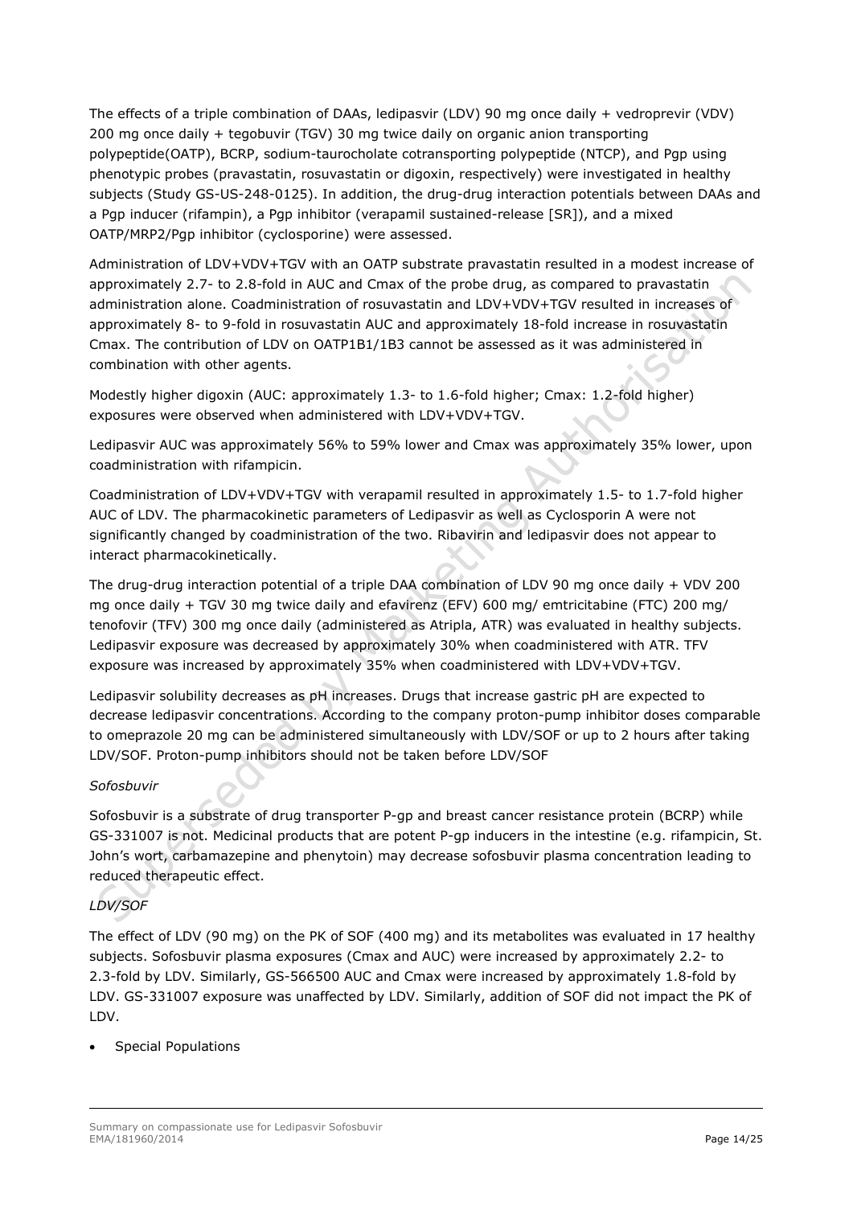The effects of a triple combination of DAAs, ledipasvir (LDV) 90 mg once daily + vedroprevir (VDV) 200 mg once daily + tegobuvir (TGV) 30 mg twice daily on organic anion transporting polypeptide(OATP), BCRP, sodium-taurocholate cotransporting polypeptide (NTCP), and Pgp using phenotypic probes (pravastatin, rosuvastatin or digoxin, respectively) were investigated in healthy subjects (Study GS-US-248-0125). In addition, the drug-drug interaction potentials between DAAs and a Pgp inducer (rifampin), a Pgp inhibitor (verapamil sustained-release [SR]), and a mixed OATP/MRP2/Pgp inhibitor (cyclosporine) were assessed.

Administration of LDV+VDV+TGV with an OATP substrate pravastatin resulted in a modest increase of approximately 2.7- to 2.8-fold in AUC and Cmax of the probe drug, as compared to pravastatin administration alone. Coadministration of rosuvastatin and LDV+VDV+TGV resulted in increases of approximately 8- to 9-fold in rosuvastatin AUC and approximately 18-fold increase in rosuvastatin Cmax. The contribution of LDV on OATP1B1/1B3 cannot be assessed as it was administered in combination with other agents.

Modestly higher digoxin (AUC: approximately 1.3- to 1.6-fold higher; Cmax: 1.2-fold higher) exposures were observed when administered with LDV+VDV+TGV.

Ledipasvir AUC was approximately 56% to 59% lower and Cmax was approximately 35% lower, upon coadministration with rifampicin.

Coadministration of LDV+VDV+TGV with verapamil resulted in approximately 1.5- to 1.7-fold higher AUC of LDV. The pharmacokinetic parameters of Ledipasvir as well as Cyclosporin A were not significantly changed by coadministration of the two. Ribavirin and ledipasvir does not appear to interact pharmacokinetically.

The drug-drug interaction potential of a triple DAA combination of LDV 90 mg once daily + VDV 200 mg once daily + TGV 30 mg twice daily and efavirenz (EFV) 600 mg/ emtricitabine (FTC) 200 mg/ tenofovir (TFV) 300 mg once daily (administered as Atripla, ATR) was evaluated in healthy subjects. Ledipasvir exposure was decreased by approximately 30% when coadministered with ATR. TFV exposure was increased by approximately 35% when coadministered with LDV+VDV+TGV.

Ledipasvir solubility decreases as pH increases. Drugs that increase gastric pH are expected to decrease ledipasvir concentrations. According to the company proton-pump inhibitor doses comparable to omeprazole 20 mg can be administered simultaneously with LDV/SOF or up to 2 hours after taking LDV/SOF. Proton-pump inhibitors should not be taken before LDV/SOF

*Sofosbuvir*

Sofosbuvir is a substrate of drug transporter P-gp and breast cancer resistance protein (BCRP) while GS-331007 is not. Medicinal products that are potent P-gp inducers in the intestine (e.g. rifampicin, St. John's wort, carbamazepine and phenytoin) may decrease sofosbuvir plasma concentration leading to reduced therapeutic effect.

*LDV/SOF*

The effect of LDV (90 mg) on the PK of SOF (400 mg) and its metabolites was evaluated in 17 healthy subjects. Sofosbuvir plasma exposures (Cmax and AUC) were increased by approximately 2.2- to 2.3-fold by LDV. Similarly, GS-566500 AUC and Cmax were increased by approximately 1.8-fold by LDV. GS-331007 exposure was unaffected by LDV. Similarly, addition of SOF did not impact the PK of LDV.

- Special Populations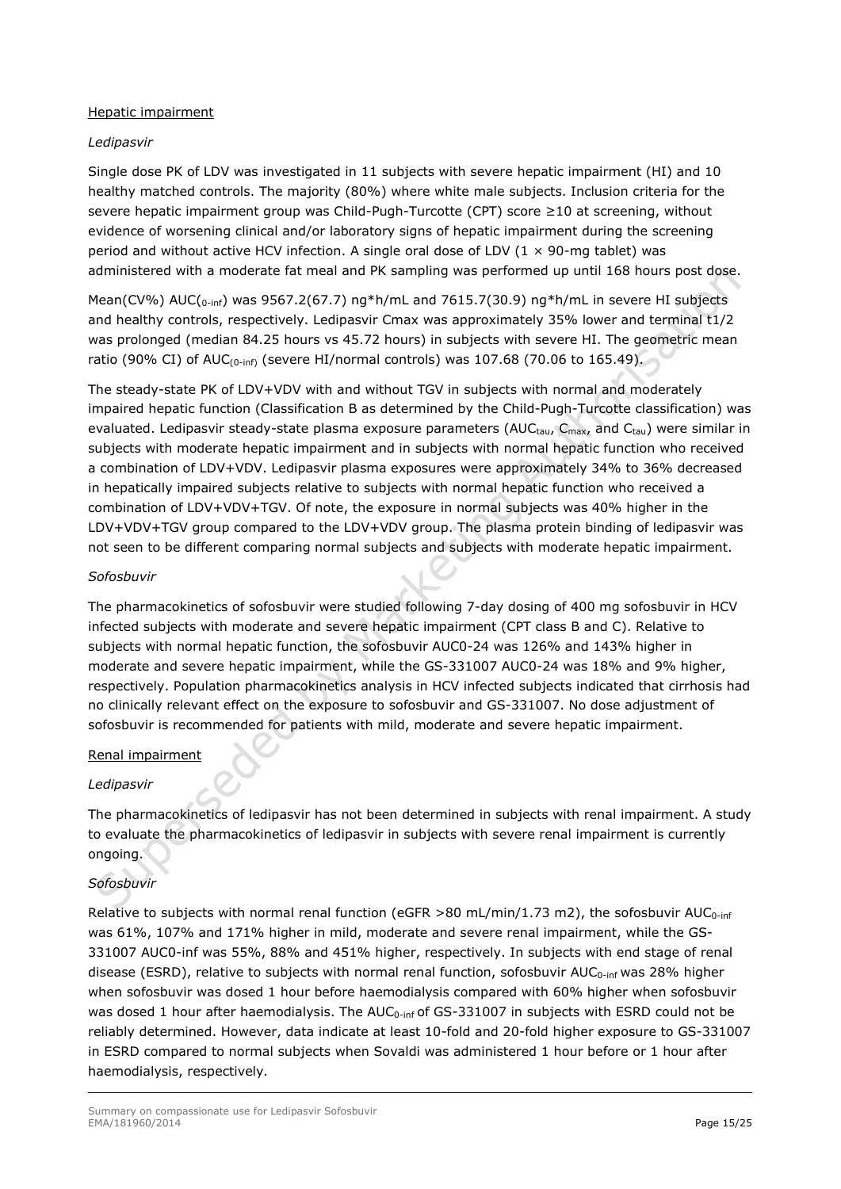Hepatic impairment

*Ledipasvir*

Single dose PK of LDV was investigated in 11 subjects with severe hepatic impairment (HI) and 10 healthy matched controls. The majority (80%) where white male subjects. Inclusion criteria for the severe hepatic impairment group was Child-Pugh-Turcotte (CPT) score ≥10 at screening, without evidence of worsening clinical and/or laboratory signs of hepatic impairment during the screening period and without active HCV infection. A single oral dose of LDV (1 × 90-mg tablet) was administered with a moderate fat meal and PK sampling was performed up until 168 hours post dose.

Mean(CV%) $AUC_{(0\text{-}inf)}$ was 9567.2(67.7) ng*h/mL and 7615.7(30.9) ng*h/mL in severe HI subjects and healthy controls, respectively. Ledipasvir Cmax was approximately 35% lower and terminal t1/2 was prolonged (median 84.25 hours vs 45.72 hours) in subjects with severe HI. The geometric mean ratio (90% CI) of $AUC_{(0\text{-}inf)}$ (severe HI/normal controls) was 107.68 (70.06 to 165.49).

The steady-state PK of LDV+VDV with and without TGV in subjects with normal and moderately impaired hepatic function (Classification B as determined by the Child-Pugh-Turcotte classification) was evaluated. Ledipasvir steady-state plasma exposure parameters ($AUC_{tau}$, $C_{max}$, and $C_{tau}$) were similar in subjects with moderate hepatic impairment and in subjects with normal hepatic function who received a combination of LDV+VDV. Ledipasvir plasma exposures were approximately 34% to 36% decreased in hepatically impaired subjects relative to subjects with normal hepatic function who received a combination of LDV+VDV+TGV. Of note, the exposure in normal subjects was 40% higher in the LDV+VDV+TGV group compared to the LDV+VDV group. The plasma protein binding of ledipasvir was not seen to be different comparing normal subjects and subjects with moderate hepatic impairment.

*Sofosbuvir*

The pharmacokinetics of sofosbuvir were studied following 7-day dosing of 400 mg sofosbuvir in HCV infected subjects with moderate and severe hepatic impairment (CPT class B and C). Relative to subjects with normal hepatic function, the sofosbuvir AUC0-24 was 126% and 143% higher in moderate and severe hepatic impairment, while the GS-331007 AUC0-24 was 18% and 9% higher, respectively. Population pharmacokinetics analysis in HCV infected subjects indicated that cirrhosis had no clinically relevant effect on the exposure to sofosbuvir and GS-331007. No dose adjustment of sofosbuvir is recommended for patients with mild, moderate and severe hepatic impairment.

Renal impairment

*Ledipasvir*

The pharmacokinetics of ledipasvir has not been determined in subjects with renal impairment. A study to evaluate the pharmacokinetics of ledipasvir in subjects with severe renal impairment is currently ongoing.

*Sofosbuvir*

Relative to subjects with normal renal function (eGFR >80 mL/min/1.73 m2), the sofosbuvir $AUC_{0\text{-}inf}$ was 61%, 107% and 171% higher in mild, moderate and severe renal impairment, while the GS-331007 AUC0-inf was 55%, 88% and 451% higher, respectively. In subjects with end stage of renal disease (ESRD), relative to subjects with normal renal function, sofosbuvir $AUC_{0\text{-}inf}$ was 28% higher when sofosbuvir was dosed 1 hour before haemodialysis compared with 60% higher when sofosbuvir was dosed 1 hour after haemodialysis. The $AUC_{0\text{-}inf}$ of GS-331007 in subjects with ESRD could not be reliably determined. However, data indicate at least 10-fold and 20-fold higher exposure to GS-331007 in ESRD compared to normal subjects when Sovaldi was administered 1 hour before or 1 hour after haemodialysis, respectively.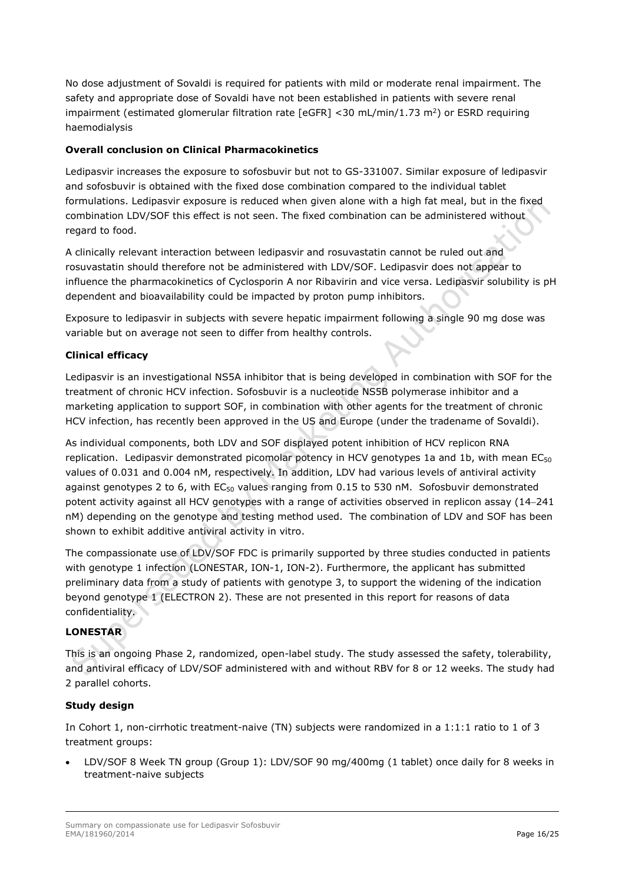No dose adjustment of Sovaldi is required for patients with mild or moderate renal impairment. The safety and appropriate dose of Sovaldi have not been established in patients with severe renal impairment (estimated glomerular filtration rate [eGFR] <30 mL/min/1.73 $m^2$) or ESRD requiring haemodialysis

**Overall conclusion on Clinical Pharmacokinetics**

Ledipasvir increases the exposure to sofosbuvir but not to GS-331007. Similar exposure of ledipasvir and sofosbuvir is obtained with the fixed dose combination compared to the individual tablet formulations. Ledipasvir exposure is reduced when given alone with a high fat meal, but in the fixed combination LDV/SOF this effect is not seen. The fixed combination can be administered without regard to food.

A clinically relevant interaction between ledipasvir and rosuvastatin cannot be ruled out and rosuvastatin should therefore not be administered with LDV/SOF. Ledipasvir does not appear to influence the pharmacokinetics of Cyclosporin A nor Ribavirin and vice versa. Ledipasvir solubility is pH dependent and bioavailability could be impacted by proton pump inhibitors.

Exposure to ledipasvir in subjects with severe hepatic impairment following a single 90 mg dose was variable but on average not seen to differ from healthy controls.

**Clinical efficacy**

Ledipasvir is an investigational NS5A inhibitor that is being developed in combination with SOF for the treatment of chronic HCV infection. Sofosbuvir is a nucleotide NS5B polymerase inhibitor and a marketing application to support SOF, in combination with other agents for the treatment of chronic HCV infection, has recently been approved in the US and Europe (under the tradename of Sovaldi).

As individual components, both LDV and SOF displayed potent inhibition of HCV replicon RNA replication. Ledipasvir demonstrated picomolar potency in HCV genotypes 1a and 1b, with mean $EC_{50}$ values of 0.031 and 0.004 nM, respectively. In addition, LDV had various levels of antiviral activity against genotypes 2 to 6, with $EC_{50}$ values ranging from 0.15 to 530 nM. Sofosbuvir demonstrated potent activity against all HCV genotypes with a range of activities observed in replicon assay (14–241 nM) depending on the genotype and testing method used. The combination of LDV and SOF has been shown to exhibit additive antiviral activity in vitro.

The compassionate use of LDV/SOF FDC is primarily supported by three studies conducted in patients with genotype 1 infection (LONESTAR, ION-1, ION-2). Furthermore, the applicant has submitted preliminary data from a study of patients with genotype 3, to support the widening of the indication beyond genotype 1 (ELECTRON 2). These are not presented in this report for reasons of data confidentiality.

**LONESTAR**

This is an ongoing Phase 2, randomized, open-label study. The study assessed the safety, tolerability, and antiviral efficacy of LDV/SOF administered with and without RBV for 8 or 12 weeks. The study had 2 parallel cohorts.

**Study design**

In Cohort 1, non-cirrhotic treatment-naive (TN) subjects were randomized in a 1:1:1 ratio to 1 of 3 treatment groups:

- LDV/SOF 8 Week TN group (Group 1): LDV/SOF 90 mg/400mg (1 tablet) once daily for 8 weeks in treatment-naive subjects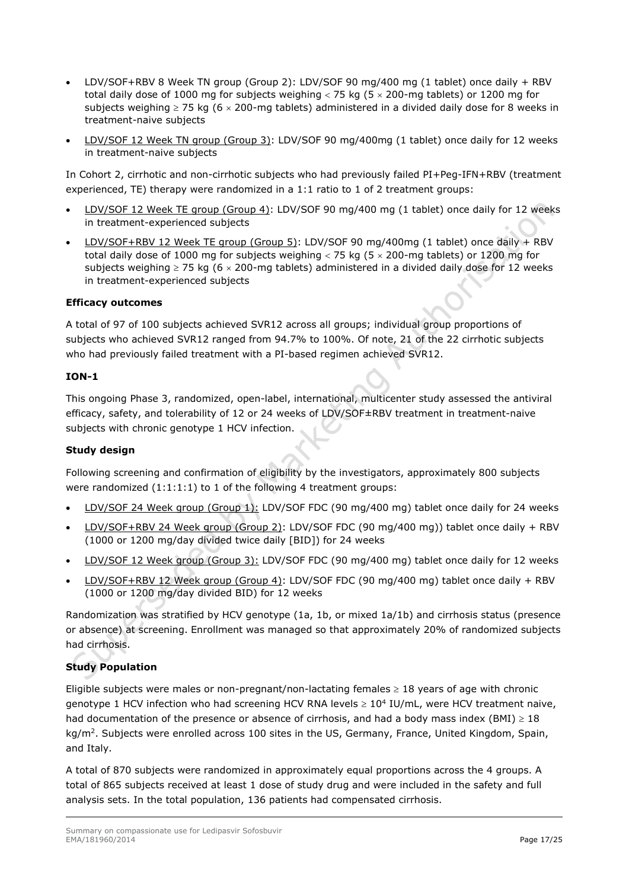- LDV/SOF+RBV 8 Week TN group (Group 2): LDV/SOF 90 mg/400 mg (1 tablet) once daily + RBV total daily dose of 1000 mg for subjects weighing < 75 kg (5 × 200-mg tablets) or 1200 mg for subjects weighing ≥ 75 kg (6 × 200-mg tablets) administered in a divided daily dose for 8 weeks in treatment-naive subjects
- LDV/SOF 12 Week TN group (Group 3): LDV/SOF 90 mg/400mg (1 tablet) once daily for 12 weeks in treatment-naive subjects

In Cohort 2, cirrhotic and non-cirrhotic subjects who had previously failed PI+Peg-IFN+RBV (treatment experienced, TE) therapy were randomized in a 1:1 ratio to 1 of 2 treatment groups:

- LDV/SOF 12 Week TE group (Group 4): LDV/SOF 90 mg/400 mg (1 tablet) once daily for 12 weeks in treatment-experienced subjects
- LDV/SOF+RBV 12 Week TE group (Group 5): LDV/SOF 90 mg/400mg (1 tablet) once daily + RBV total daily dose of 1000 mg for subjects weighing < 75 kg (5 × 200-mg tablets) or 1200 mg for subjects weighing ≥ 75 kg (6 × 200-mg tablets) administered in a divided daily dose for 12 weeks in treatment-experienced subjects

**Efficacy outcomes**

A total of 97 of 100 subjects achieved SVR12 across all groups; individual group proportions of subjects who achieved SVR12 ranged from 94.7% to 100%. Of note, 21 of the 22 cirrhotic subjects who had previously failed treatment with a PI-based regimen achieved SVR12.

**ION-1**

This ongoing Phase 3, randomized, open-label, international, multicenter study assessed the antiviral efficacy, safety, and tolerability of 12 or 24 weeks of LDV/SOF±RBV treatment in treatment-naive subjects with chronic genotype 1 HCV infection.

**Study design**

Following screening and confirmation of eligibility by the investigators, approximately 800 subjects were randomized (1:1:1:1) to 1 of the following 4 treatment groups:

- LDV/SOF 24 Week group (Group 1): LDV/SOF FDC (90 mg/400 mg) tablet once daily for 24 weeks
- LDV/SOF+RBV 24 Week group (Group 2): LDV/SOF FDC (90 mg/400 mg)) tablet once daily + RBV (1000 or 1200 mg/day divided twice daily [BID]) for 24 weeks
- LDV/SOF 12 Week group (Group 3): LDV/SOF FDC (90 mg/400 mg) tablet once daily for 12 weeks
- LDV/SOF+RBV 12 Week group (Group 4): LDV/SOF FDC (90 mg/400 mg) tablet once daily + RBV (1000 or 1200 mg/day divided BID) for 12 weeks

Randomization was stratified by HCV genotype (1a, 1b, or mixed 1a/1b) and cirrhosis status (presence or absence) at screening. Enrollment was managed so that approximately 20% of randomized subjects had cirrhosis.

**Study Population**

Eligible subjects were males or non-pregnant/non-lactating females ≥ 18 years of age with chronic genotype 1 HCV infection who had screening HCV RNA levels ≥ $10^4$ IU/mL, were HCV treatment naive, had documentation of the presence or absence of cirrhosis, and had a body mass index (BMI) ≥ 18 kg/m$^2$. Subjects were enrolled across 100 sites in the US, Germany, France, United Kingdom, Spain, and Italy.

A total of 870 subjects were randomized in approximately equal proportions across the 4 groups. A total of 865 subjects received at least 1 dose of study drug and were included in the safety and full analysis sets. In the total population, 136 patients had compensated cirrhosis.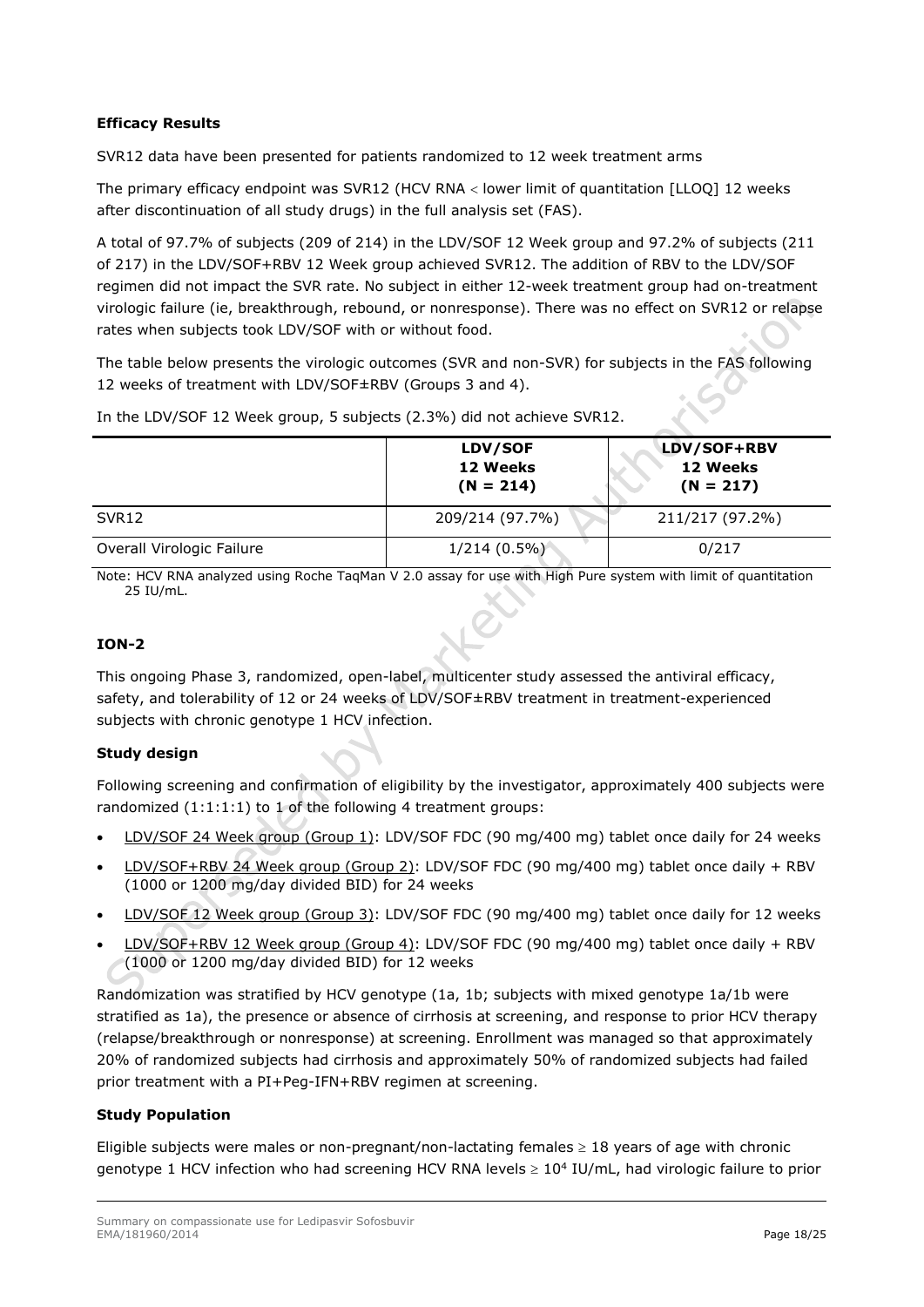**Efficacy Results**

SVR12 data have been presented for patients randomized to 12 week treatment arms

The primary efficacy endpoint was SVR12 (HCV RNA < lower limit of quantitation [LLOQ] 12 weeks after discontinuation of all study drugs) in the full analysis set (FAS).

A total of 97.7% of subjects (209 of 214) in the LDV/SOF 12 Week group and 97.2% of subjects (211 of 217) in the LDV/SOF+RBV 12 Week group achieved SVR12. The addition of RBV to the LDV/SOF regimen did not impact the SVR rate. No subject in either 12-week treatment group had on-treatment virologic failure (ie, breakthrough, rebound, or nonresponse). There was no effect on SVR12 or relapse rates when subjects took LDV/SOF with or without food.

The table below presents the virologic outcomes (SVR and non-SVR) for subjects in the FAS following 12 weeks of treatment with LDV/SOF±RBV (Groups 3 and 4).

In the LDV/SOF 12 Week group, 5 subjects (2.3%) did not achieve SVR12.

| | LDV/SOF 12 Weeks (N = 214) | LDV/SOF+RBV 12 Weeks (N = 217) |
|---|---|---|
| SVR12 | 209/214 (97.7%) | 211/217 (97.2%) |
| Overall Virologic Failure | 1/214 (0.5%) | 0/217 |

Note: HCV RNA analyzed using Roche TaqMan V 2.0 assay for use with High Pure system with limit of quantitation 25 IU/mL.

**ION-2**

This ongoing Phase 3, randomized, open-label, multicenter study assessed the antiviral efficacy, safety, and tolerability of 12 or 24 weeks of LDV/SOF±RBV treatment in treatment-experienced subjects with chronic genotype 1 HCV infection.

**Study design**

Following screening and confirmation of eligibility by the investigator, approximately 400 subjects were randomized (1:1:1:1) to 1 of the following 4 treatment groups:

- LDV/SOF 24 Week group (Group 1): LDV/SOF FDC (90 mg/400 mg) tablet once daily for 24 weeks
- LDV/SOF+RBV 24 Week group (Group 2): LDV/SOF FDC (90 mg/400 mg) tablet once daily + RBV (1000 or 1200 mg/day divided BID) for 24 weeks
- LDV/SOF 12 Week group (Group 3): LDV/SOF FDC (90 mg/400 mg) tablet once daily for 12 weeks
- LDV/SOF+RBV 12 Week group (Group 4): LDV/SOF FDC (90 mg/400 mg) tablet once daily + RBV (1000 or 1200 mg/day divided BID) for 12 weeks

Randomization was stratified by HCV genotype (1a, 1b; subjects with mixed genotype 1a/1b were stratified as 1a), the presence or absence of cirrhosis at screening, and response to prior HCV therapy (relapse/breakthrough or nonresponse) at screening. Enrollment was managed so that approximately 20% of randomized subjects had cirrhosis and approximately 50% of randomized subjects had failed prior treatment with a PI+Peg-IFN+RBV regimen at screening.

**Study Population**

Eligible subjects were males or non-pregnant/non-lactating females ≥ 18 years of age with chronic genotype 1 HCV infection who had screening HCV RNA levels ≥ $10^4$ IU/mL, had virologic failure to prior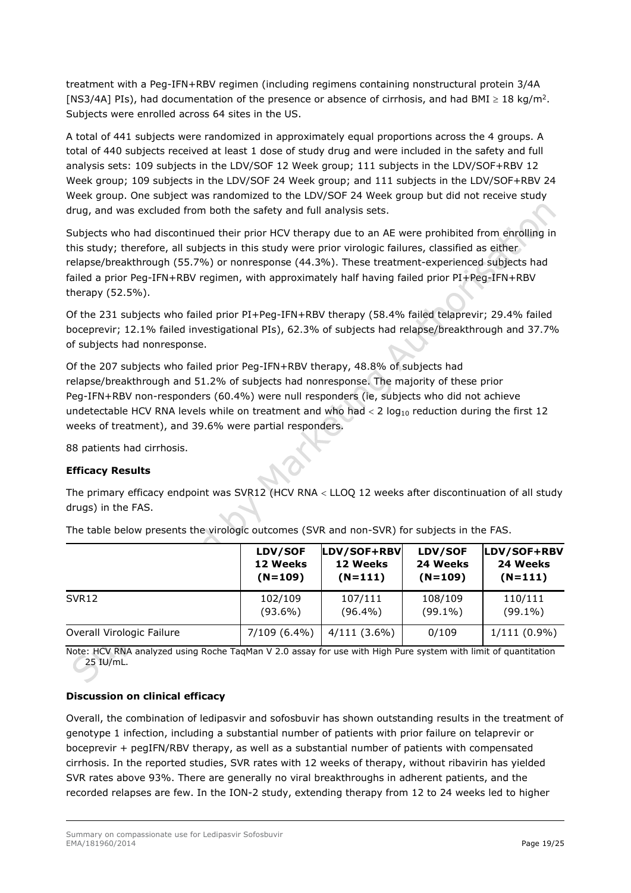treatment with a Peg-IFN+RBV regimen (including regimens containing nonstructural protein 3/4A [NS3/4A] PIs), had documentation of the presence or absence of cirrhosis, and had BMI $\geq$ 18 kg/m$^2$. Subjects were enrolled across 64 sites in the US.

A total of 441 subjects were randomized in approximately equal proportions across the 4 groups. A total of 440 subjects received at least 1 dose of study drug and were included in the safety and full analysis sets: 109 subjects in the LDV/SOF 12 Week group; 111 subjects in the LDV/SOF+RBV 12 Week group; 109 subjects in the LDV/SOF 24 Week group; and 111 subjects in the LDV/SOF+RBV 24 Week group. One subject was randomized to the LDV/SOF 24 Week group but did not receive study drug, and was excluded from both the safety and full analysis sets.

Subjects who had discontinued their prior HCV therapy due to an AE were prohibited from enrolling in this study; therefore, all subjects in this study were prior virologic failures, classified as either relapse/breakthrough (55.7%) or nonresponse (44.3%). These treatment-experienced subjects had failed a prior Peg-IFN+RBV regimen, with approximately half having failed prior PI+Peg-IFN+RBV therapy (52.5%).

Of the 231 subjects who failed prior PI+Peg-IFN+RBV therapy (58.4% failed telaprevir; 29.4% failed boceprevir; 12.1% failed investigational PIs), 62.3% of subjects had relapse/breakthrough and 37.7% of subjects had nonresponse.

Of the 207 subjects who failed prior Peg-IFN+RBV therapy, 48.8% of subjects had relapse/breakthrough and 51.2% of subjects had nonresponse. The majority of these prior Peg-IFN+RBV non-responders (60.4%) were null responders (ie, subjects who did not achieve undetectable HCV RNA levels while on treatment and who had < 2 $\log_{10}$ reduction during the first 12 weeks of treatment), and 39.6% were partial responders.

88 patients had cirrhosis.

**Efficacy Results**

The primary efficacy endpoint was SVR12 (HCV RNA < LLOQ 12 weeks after discontinuation of all study drugs) in the FAS.

The table below presents the virologic outcomes (SVR and non-SVR) for subjects in the FAS.

| | LDV/SOF 12 Weeks (N=109) | LDV/SOF+RBV 12 Weeks (N=111) | LDV/SOF 24 Weeks (N=109) | LDV/SOF+RBV 24 Weeks (N=111) |
|---|---|---|---|---|
| SVR12 | 102/109 (93.6%) | 107/111 (96.4%) | 108/109 (99.1%) | 110/111 (99.1%) |
| Overall Virologic Failure | 7/109 (6.4%) | 4/111 (3.6%) | 0/109 | 1/111 (0.9%) |

Note: HCV RNA analyzed using Roche TaqMan V 2.0 assay for use with High Pure system with limit of quantitation 25 IU/mL.

**Discussion on clinical efficacy**

Overall, the combination of ledipasvir and sofosbuvir has shown outstanding results in the treatment of genotype 1 infection, including a substantial number of patients with prior failure on telaprevir or boceprevir + pegIFN/RBV therapy, as well as a substantial number of patients with compensated cirrhosis. In the reported studies, SVR rates with 12 weeks of therapy, without ribavirin has yielded SVR rates above 93%. There are generally no viral breakthroughs in adherent patients, and the recorded relapses are few. In the ION-2 study, extending therapy from 12 to 24 weeks led to higher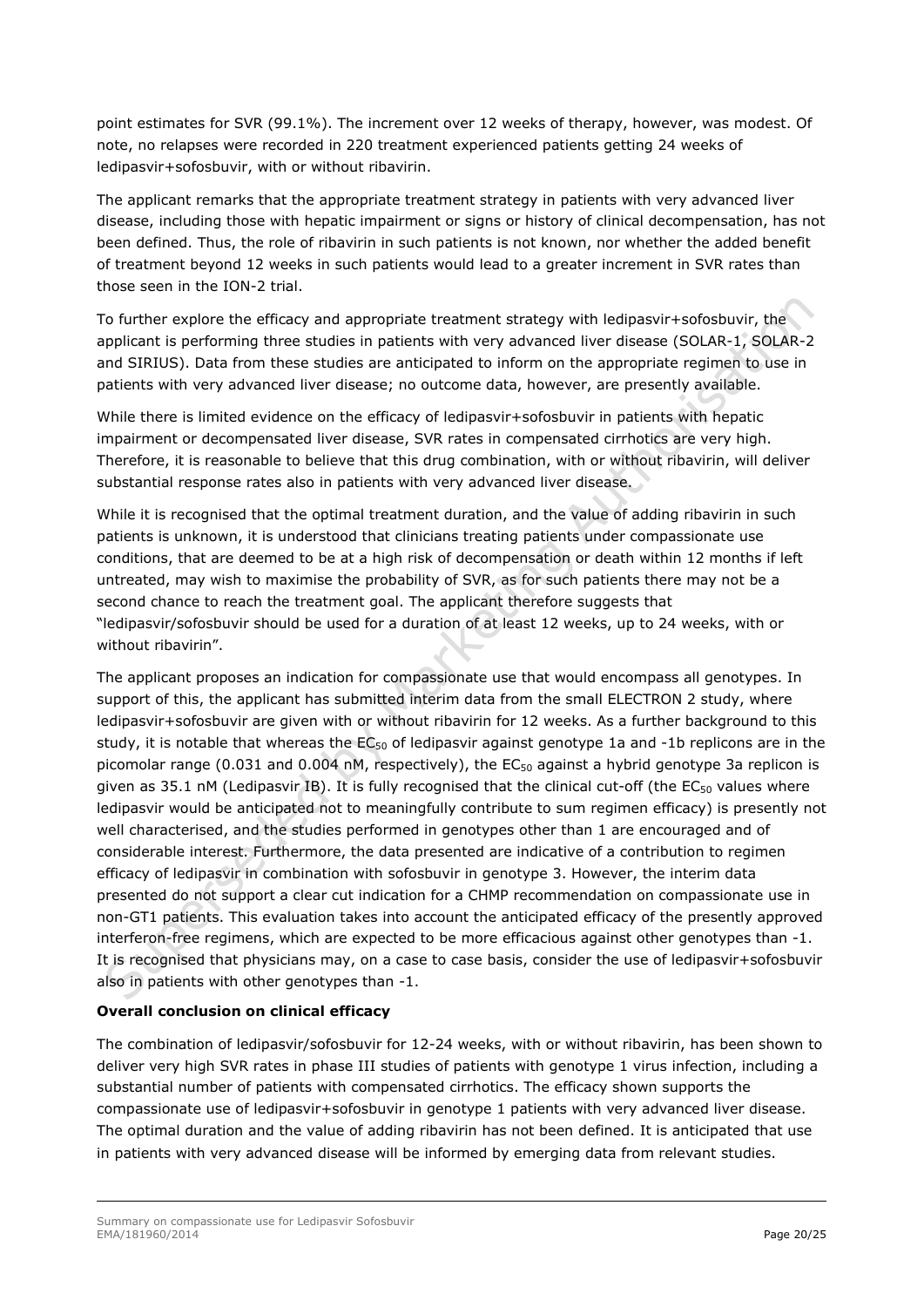point estimates for SVR (99.1%). The increment over 12 weeks of therapy, however, was modest. Of note, no relapses were recorded in 220 treatment experienced patients getting 24 weeks of ledipasvir+sofosbuvir, with or without ribavirin.

The applicant remarks that the appropriate treatment strategy in patients with very advanced liver disease, including those with hepatic impairment or signs or history of clinical decompensation, has not been defined. Thus, the role of ribavirin in such patients is not known, nor whether the added benefit of treatment beyond 12 weeks in such patients would lead to a greater increment in SVR rates than those seen in the ION-2 trial.

To further explore the efficacy and appropriate treatment strategy with ledipasvir+sofosbuvir, the applicant is performing three studies in patients with very advanced liver disease (SOLAR-1, SOLAR-2 and SIRIUS). Data from these studies are anticipated to inform on the appropriate regimen to use in patients with very advanced liver disease; no outcome data, however, are presently available.

While there is limited evidence on the efficacy of ledipasvir+sofosbuvir in patients with hepatic impairment or decompensated liver disease, SVR rates in compensated cirrhotics are very high. Therefore, it is reasonable to believe that this drug combination, with or without ribavirin, will deliver substantial response rates also in patients with very advanced liver disease.

While it is recognised that the optimal treatment duration, and the value of adding ribavirin in such patients is unknown, it is understood that clinicians treating patients under compassionate use conditions, that are deemed to be at a high risk of decompensation or death within 12 months if left untreated, may wish to maximise the probability of SVR, as for such patients there may not be a second chance to reach the treatment goal. The applicant therefore suggests that "ledipasvir/sofosbuvir should be used for a duration of at least 12 weeks, up to 24 weeks, with or without ribavirin".

The applicant proposes an indication for compassionate use that would encompass all genotypes. In support of this, the applicant has submitted interim data from the small ELECTRON 2 study, where ledipasvir+sofosbuvir are given with or without ribavirin for 12 weeks. As a further background to this study, it is notable that whereas the $EC_{50}$ of ledipasvir against genotype 1a and -1b replicons are in the picomolar range (0.031 and 0.004 nM, respectively), the $EC_{50}$ against a hybrid genotype 3a replicon is given as 35.1 nM (Ledipasvir IB). It is fully recognised that the clinical cut-off (the $EC_{50}$ values where ledipasvir would be anticipated not to meaningfully contribute to sum regimen efficacy) is presently not well characterised, and the studies performed in genotypes other than 1 are encouraged and of considerable interest. Furthermore, the data presented are indicative of a contribution to regimen efficacy of ledipasvir in combination with sofosbuvir in genotype 3. However, the interim data presented do not support a clear cut indication for a CHMP recommendation on compassionate use in non-GT1 patients. This evaluation takes into account the anticipated efficacy of the presently approved interferon-free regimens, which are expected to be more efficacious against other genotypes than -1. It is recognised that physicians may, on a case to case basis, consider the use of ledipasvir+sofosbuvir also in patients with other genotypes than -1.

**Overall conclusion on clinical efficacy**

The combination of ledipasvir/sofosbuvir for 12-24 weeks, with or without ribavirin, has been shown to deliver very high SVR rates in phase III studies of patients with genotype 1 virus infection, including a substantial number of patients with compensated cirrhotics. The efficacy shown supports the compassionate use of ledipasvir+sofosbuvir in genotype 1 patients with very advanced liver disease. The optimal duration and the value of adding ribavirin has not been defined. It is anticipated that use in patients with very advanced disease will be informed by emerging data from relevant studies.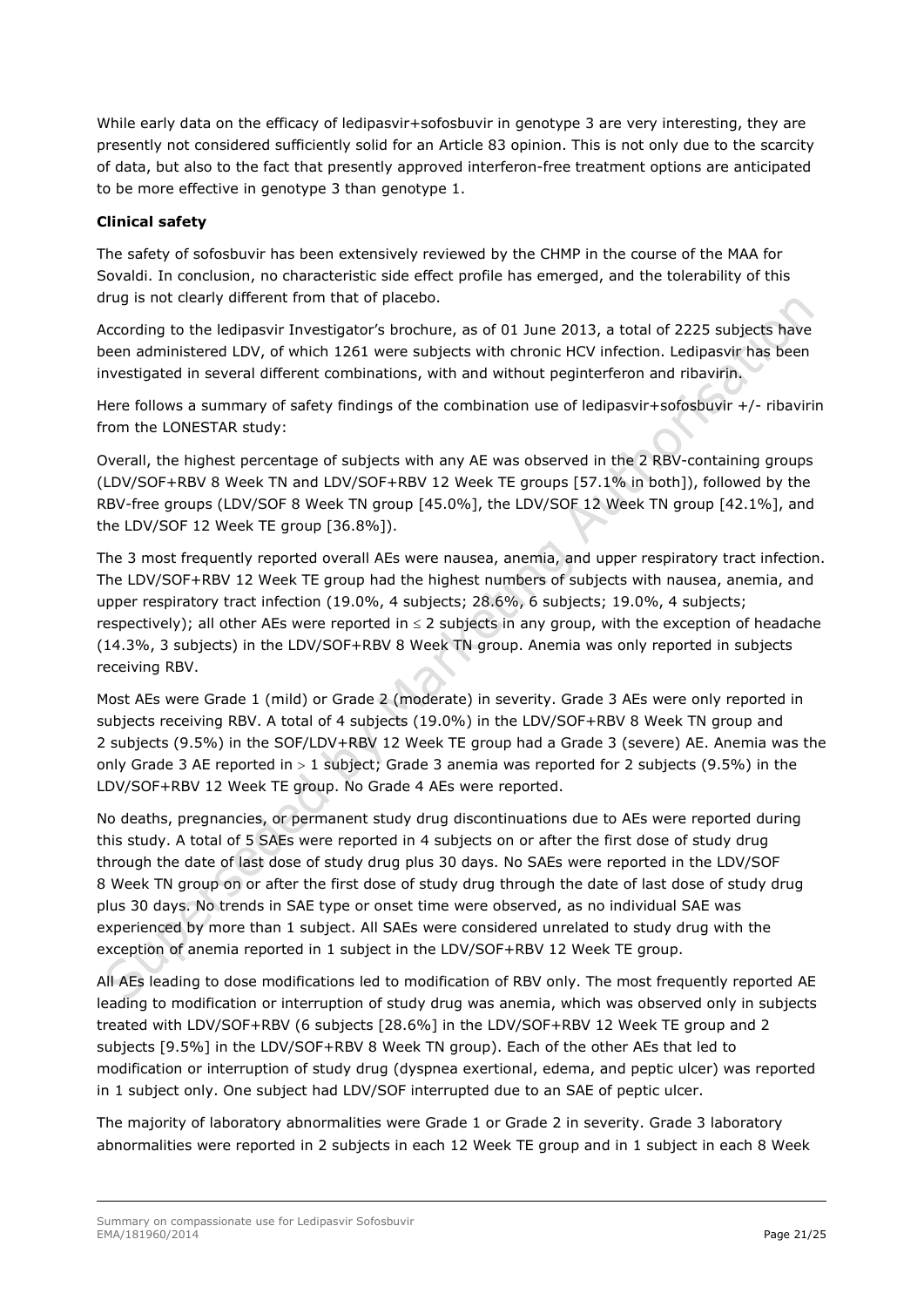While early data on the efficacy of ledipasvir+sofosbuvir in genotype 3 are very interesting, they are presently not considered sufficiently solid for an Article 83 opinion. This is not only due to the scarcity of data, but also to the fact that presently approved interferon-free treatment options are anticipated to be more effective in genotype 3 than genotype 1.

**Clinical safety**

The safety of sofosbuvir has been extensively reviewed by the CHMP in the course of the MAA for Sovaldi. In conclusion, no characteristic side effect profile has emerged, and the tolerability of this drug is not clearly different from that of placebo.

According to the ledipasvir Investigator's brochure, as of 01 June 2013, a total of 2225 subjects have been administered LDV, of which 1261 were subjects with chronic HCV infection. Ledipasvir has been investigated in several different combinations, with and without peginterferon and ribavirin.

Here follows a summary of safety findings of the combination use of ledipasvir+sofosbuvir +/- ribavirin from the LONESTAR study:

Overall, the highest percentage of subjects with any AE was observed in the 2 RBV-containing groups (LDV/SOF+RBV 8 Week TN and LDV/SOF+RBV 12 Week TE groups [57.1% in both]), followed by the RBV-free groups (LDV/SOF 8 Week TN group [45.0%], the LDV/SOF 12 Week TN group [42.1%], and the LDV/SOF 12 Week TE group [36.8%]).

The 3 most frequently reported overall AEs were nausea, anemia, and upper respiratory tract infection. The LDV/SOF+RBV 12 Week TE group had the highest numbers of subjects with nausea, anemia, and upper respiratory tract infection (19.0%, 4 subjects; 28.6%, 6 subjects; 19.0%, 4 subjects; respectively); all other AEs were reported in ≤ 2 subjects in any group, with the exception of headache (14.3%, 3 subjects) in the LDV/SOF+RBV 8 Week TN group. Anemia was only reported in subjects receiving RBV.

Most AEs were Grade 1 (mild) or Grade 2 (moderate) in severity. Grade 3 AEs were only reported in subjects receiving RBV. A total of 4 subjects (19.0%) in the LDV/SOF+RBV 8 Week TN group and 2 subjects (9.5%) in the SOF/LDV+RBV 12 Week TE group had a Grade 3 (severe) AE. Anemia was the only Grade 3 AE reported in > 1 subject; Grade 3 anemia was reported for 2 subjects (9.5%) in the LDV/SOF+RBV 12 Week TE group. No Grade 4 AEs were reported.

No deaths, pregnancies, or permanent study drug discontinuations due to AEs were reported during this study. A total of 5 SAEs were reported in 4 subjects on or after the first dose of study drug through the date of last dose of study drug plus 30 days. No SAEs were reported in the LDV/SOF 8 Week TN group on or after the first dose of study drug through the date of last dose of study drug plus 30 days. No trends in SAE type or onset time were observed, as no individual SAE was experienced by more than 1 subject. All SAEs were considered unrelated to study drug with the exception of anemia reported in 1 subject in the LDV/SOF+RBV 12 Week TE group.

All AEs leading to dose modifications led to modification of RBV only. The most frequently reported AE leading to modification or interruption of study drug was anemia, which was observed only in subjects treated with LDV/SOF+RBV (6 subjects [28.6%] in the LDV/SOF+RBV 12 Week TE group and 2 subjects [9.5%] in the LDV/SOF+RBV 8 Week TN group). Each of the other AEs that led to modification or interruption of study drug (dyspnea exertional, edema, and peptic ulcer) was reported in 1 subject only. One subject had LDV/SOF interrupted due to an SAE of peptic ulcer.

The majority of laboratory abnormalities were Grade 1 or Grade 2 in severity. Grade 3 laboratory abnormalities were reported in 2 subjects in each 12 Week TE group and in 1 subject in each 8 Week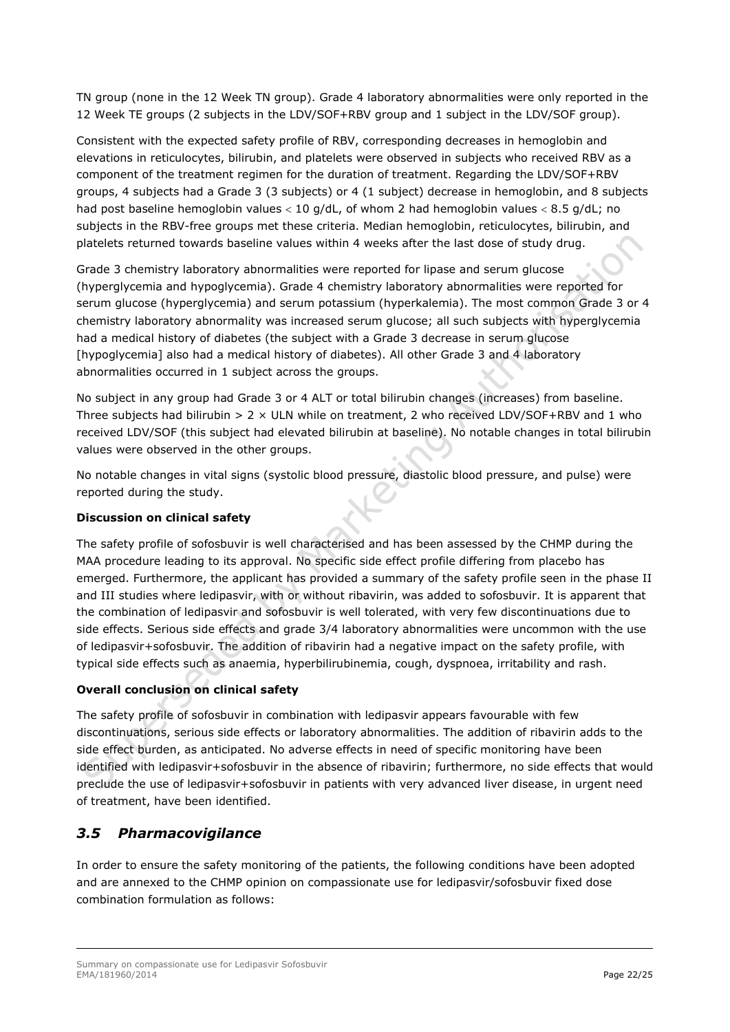TN group (none in the 12 Week TN group). Grade 4 laboratory abnormalities were only reported in the 12 Week TE groups (2 subjects in the LDV/SOF+RBV group and 1 subject in the LDV/SOF group).

Consistent with the expected safety profile of RBV, corresponding decreases in hemoglobin and elevations in reticulocytes, bilirubin, and platelets were observed in subjects who received RBV as a component of the treatment regimen for the duration of treatment. Regarding the LDV/SOF+RBV groups, 4 subjects had a Grade 3 (3 subjects) or 4 (1 subject) decrease in hemoglobin, and 8 subjects had post baseline hemoglobin values $< 10$ g/dL, of whom 2 had hemoglobin values $< 8.5$ g/dL; no subjects in the RBV-free groups met these criteria. Median hemoglobin, reticulocytes, bilirubin, and platelets returned towards baseline values within 4 weeks after the last dose of study drug.

Grade 3 chemistry laboratory abnormalities were reported for lipase and serum glucose (hyperglycemia and hypoglycemia). Grade 4 chemistry laboratory abnormalities were reported for serum glucose (hyperglycemia) and serum potassium (hyperkalemia). The most common Grade 3 or 4 chemistry laboratory abnormality was increased serum glucose; all such subjects with hyperglycemia had a medical history of diabetes (the subject with a Grade 3 decrease in serum glucose [hypoglycemia] also had a medical history of diabetes). All other Grade 3 and 4 laboratory abnormalities occurred in 1 subject across the groups.

No subject in any group had Grade 3 or 4 ALT or total bilirubin changes (increases) from baseline. Three subjects had bilirubin $> 2 \times$ ULN while on treatment, 2 who received LDV/SOF+RBV and 1 who received LDV/SOF (this subject had elevated bilirubin at baseline). No notable changes in total bilirubin values were observed in the other groups.

No notable changes in vital signs (systolic blood pressure, diastolic blood pressure, and pulse) were reported during the study.

**Discussion on clinical safety**

The safety profile of sofosbuvir is well characterised and has been assessed by the CHMP during the MAA procedure leading to its approval. No specific side effect profile differing from placebo has emerged. Furthermore, the applicant has provided a summary of the safety profile seen in the phase II and III studies where ledipasvir, with or without ribavirin, was added to sofosbuvir. It is apparent that the combination of ledipasvir and sofosbuvir is well tolerated, with very few discontinuations due to side effects. Serious side effects and grade 3/4 laboratory abnormalities were uncommon with the use of ledipasvir+sofosbuvir. The addition of ribavirin had a negative impact on the safety profile, with typical side effects such as anaemia, hyperbilirubinemia, cough, dyspnoea, irritability and rash.

**Overall conclusion on clinical safety**

The safety profile of sofosbuvir in combination with ledipasvir appears favourable with few discontinuations, serious side effects or laboratory abnormalities. The addition of ribavirin adds to the side effect burden, as anticipated. No adverse effects in need of specific monitoring have been identified with ledipasvir+sofosbuvir in the absence of ribavirin; furthermore, no side effects that would preclude the use of ledipasvir+sofosbuvir in patients with very advanced liver disease, in urgent need of treatment, have been identified.

## *3.5 Pharmacovigilance*

In order to ensure the safety monitoring of the patients, the following conditions have been adopted and are annexed to the CHMP opinion on compassionate use for ledipasvir/sofosbuvir fixed dose combination formulation as follows: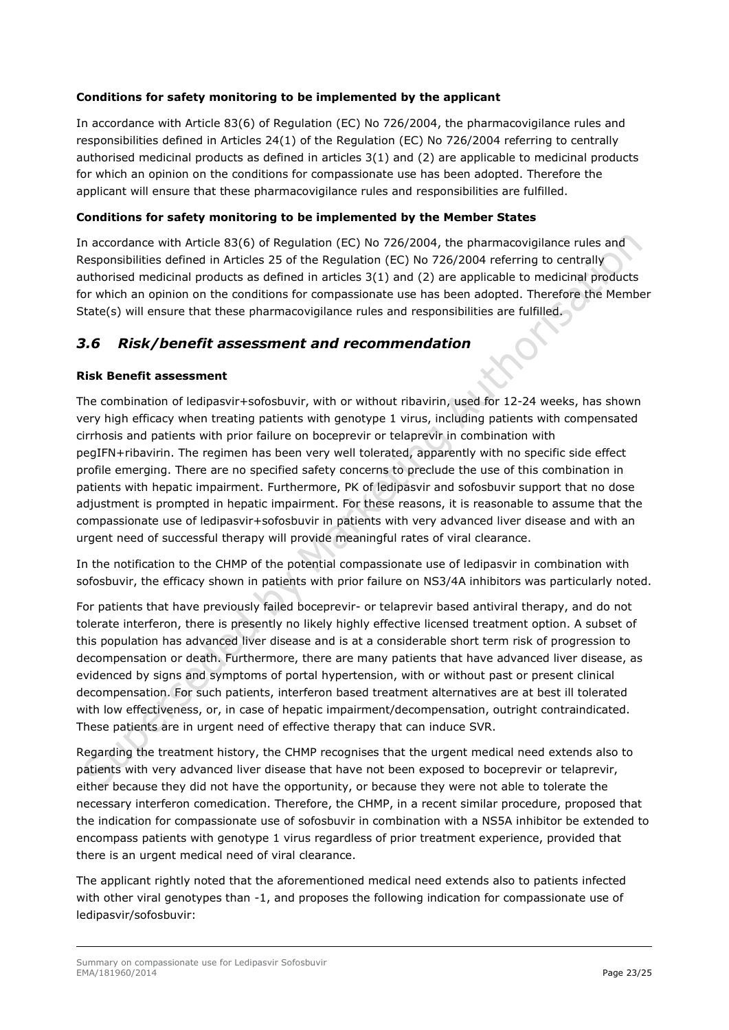**Conditions for safety monitoring to be implemented by the applicant**

In accordance with Article 83(6) of Regulation (EC) No 726/2004, the pharmacovigilance rules and responsibilities defined in Articles 24(1) of the Regulation (EC) No 726/2004 referring to centrally authorised medicinal products as defined in articles 3(1) and (2) are applicable to medicinal products for which an opinion on the conditions for compassionate use has been adopted. Therefore the applicant will ensure that these pharmacovigilance rules and responsibilities are fulfilled.

**Conditions for safety monitoring to be implemented by the Member States**

In accordance with Article 83(6) of Regulation (EC) No 726/2004, the pharmacovigilance rules and Responsibilities defined in Articles 25 of the Regulation (EC) No 726/2004 referring to centrally authorised medicinal products as defined in articles 3(1) and (2) are applicable to medicinal products for which an opinion on the conditions for compassionate use has been adopted. Therefore the Member State(s) will ensure that these pharmacovigilance rules and responsibilities are fulfilled.

## *3.6 Risk/benefit assessment and recommendation*

**Risk Benefit assessment**

The combination of ledipasvir+sofosbuvir, with or without ribavirin, used for 12-24 weeks, has shown very high efficacy when treating patients with genotype 1 virus, including patients with compensated cirrhosis and patients with prior failure on boceprevir or telaprevir in combination with pegIFN+ribavirin. The regimen has been very well tolerated, apparently with no specific side effect profile emerging. There are no specified safety concerns to preclude the use of this combination in patients with hepatic impairment. Furthermore, PK of ledipasvir and sofosbuvir support that no dose adjustment is prompted in hepatic impairment. For these reasons, it is reasonable to assume that the compassionate use of ledipasvir+sofosbuvir in patients with very advanced liver disease and with an urgent need of successful therapy will provide meaningful rates of viral clearance.

In the notification to the CHMP of the potential compassionate use of ledipasvir in combination with sofosbuvir, the efficacy shown in patients with prior failure on NS3/4A inhibitors was particularly noted.

For patients that have previously failed boceprevir- or telaprevir based antiviral therapy, and do not tolerate interferon, there is presently no likely highly effective licensed treatment option. A subset of this population has advanced liver disease and is at a considerable short term risk of progression to decompensation or death. Furthermore, there are many patients that have advanced liver disease, as evidenced by signs and symptoms of portal hypertension, with or without past or present clinical decompensation. For such patients, interferon based treatment alternatives are at best ill tolerated with low effectiveness, or, in case of hepatic impairment/decompensation, outright contraindicated. These patients are in urgent need of effective therapy that can induce SVR.

Regarding the treatment history, the CHMP recognises that the urgent medical need extends also to patients with very advanced liver disease that have not been exposed to boceprevir or telaprevir, either because they did not have the opportunity, or because they were not able to tolerate the necessary interferon comedication. Therefore, the CHMP, in a recent similar procedure, proposed that the indication for compassionate use of sofosbuvir in combination with a NS5A inhibitor be extended to encompass patients with genotype 1 virus regardless of prior treatment experience, provided that there is an urgent medical need of viral clearance.

The applicant rightly noted that the aforementioned medical need extends also to patients infected with other viral genotypes than -1, and proposes the following indication for compassionate use of ledipasvir/sofosbuvir: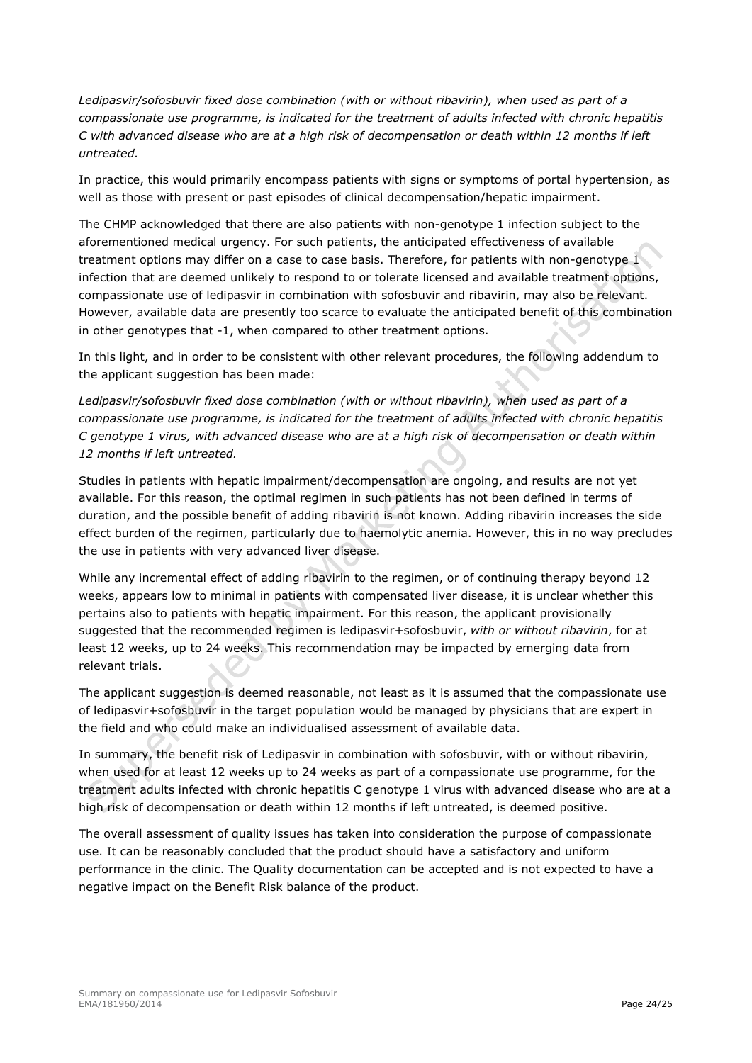*Ledipasvir/sofosbuvir fixed dose combination (with or without ribavirin), when used as part of a compassionate use programme, is indicated for the treatment of adults infected with chronic hepatitis C with advanced disease who are at a high risk of decompensation or death within 12 months if left untreated.*

In practice, this would primarily encompass patients with signs or symptoms of portal hypertension, as well as those with present or past episodes of clinical decompensation/hepatic impairment.

The CHMP acknowledged that there are also patients with non-genotype 1 infection subject to the aforementioned medical urgency. For such patients, the anticipated effectiveness of available treatment options may differ on a case to case basis. Therefore, for patients with non-genotype 1 infection that are deemed unlikely to respond to or tolerate licensed and available treatment options, compassionate use of ledipasvir in combination with sofosbuvir and ribavirin, may also be relevant. However, available data are presently too scarce to evaluate the anticipated benefit of this combination in other genotypes that -1, when compared to other treatment options.

In this light, and in order to be consistent with other relevant procedures, the following addendum to the applicant suggestion has been made:

*Ledipasvir/sofosbuvir fixed dose combination (with or without ribavirin), when used as part of a compassionate use programme, is indicated for the treatment of adults infected with chronic hepatitis C genotype 1 virus, with advanced disease who are at a high risk of decompensation or death within 12 months if left untreated.*

Studies in patients with hepatic impairment/decompensation are ongoing, and results are not yet available. For this reason, the optimal regimen in such patients has not been defined in terms of duration, and the possible benefit of adding ribavirin is not known. Adding ribavirin increases the side effect burden of the regimen, particularly due to haemolytic anemia. However, this in no way precludes the use in patients with very advanced liver disease.

While any incremental effect of adding ribavirin to the regimen, or of continuing therapy beyond 12 weeks, appears low to minimal in patients with compensated liver disease, it is unclear whether this pertains also to patients with hepatic impairment. For this reason, the applicant provisionally suggested that the recommended regimen is ledipasvir+sofosbuvir, *with or without ribavirin*, for at least 12 weeks, up to 24 weeks. This recommendation may be impacted by emerging data from relevant trials.

The applicant suggestion is deemed reasonable, not least as it is assumed that the compassionate use of ledipasvir+sofosbuvir in the target population would be managed by physicians that are expert in the field and who could make an individualised assessment of available data.

In summary, the benefit risk of Ledipasvir in combination with sofosbuvir, with or without ribavirin, when used for at least 12 weeks up to 24 weeks as part of a compassionate use programme, for the treatment adults infected with chronic hepatitis C genotype 1 virus with advanced disease who are at a high risk of decompensation or death within 12 months if left untreated, is deemed positive.

The overall assessment of quality issues has taken into consideration the purpose of compassionate use. It can be reasonably concluded that the product should have a satisfactory and uniform performance in the clinic. The Quality documentation can be accepted and is not expected to have a negative impact on the Benefit Risk balance of the product.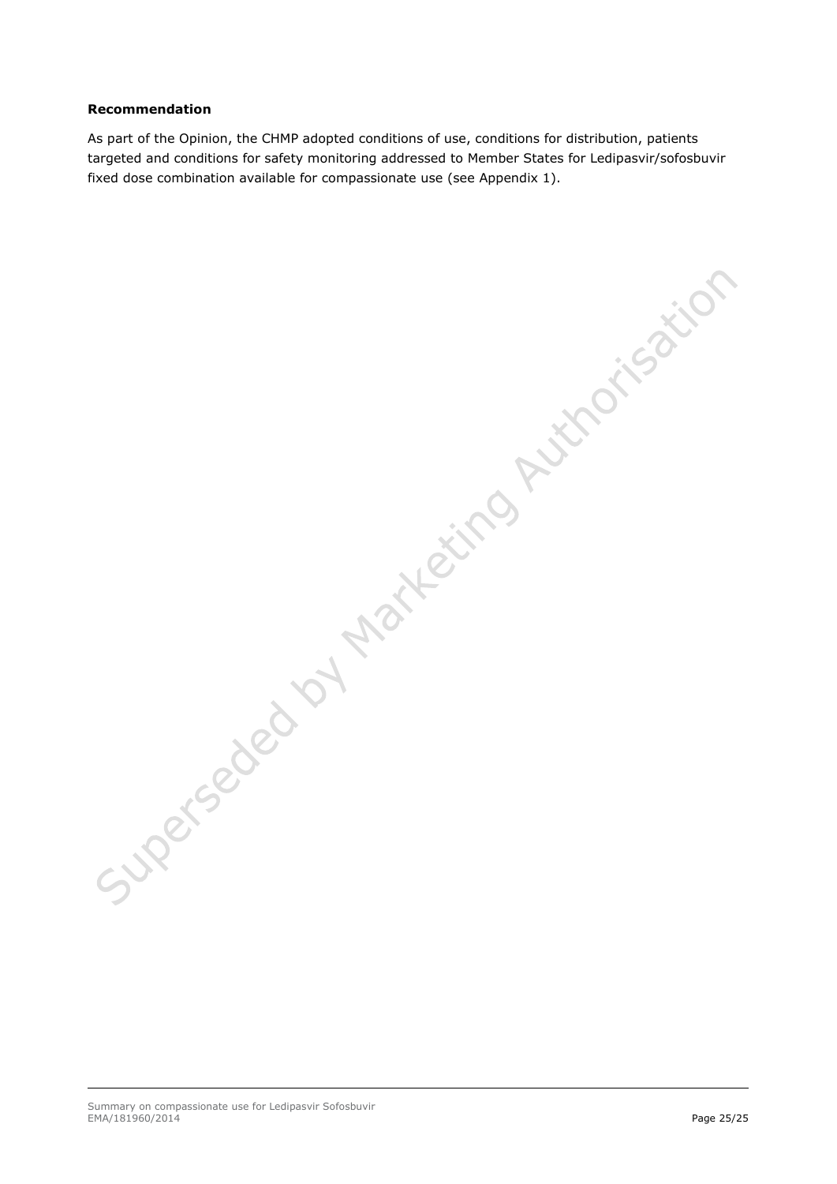**Recommendation**

As part of the Opinion, the CHMP adopted conditions of use, conditions for distribution, patients targeted and conditions for safety monitoring addressed to Member States for Ledipasvir/sofosbuvir fixed dose combination available for compassionate use (see Appendix 1).

Superseded by Marketing Authorisation